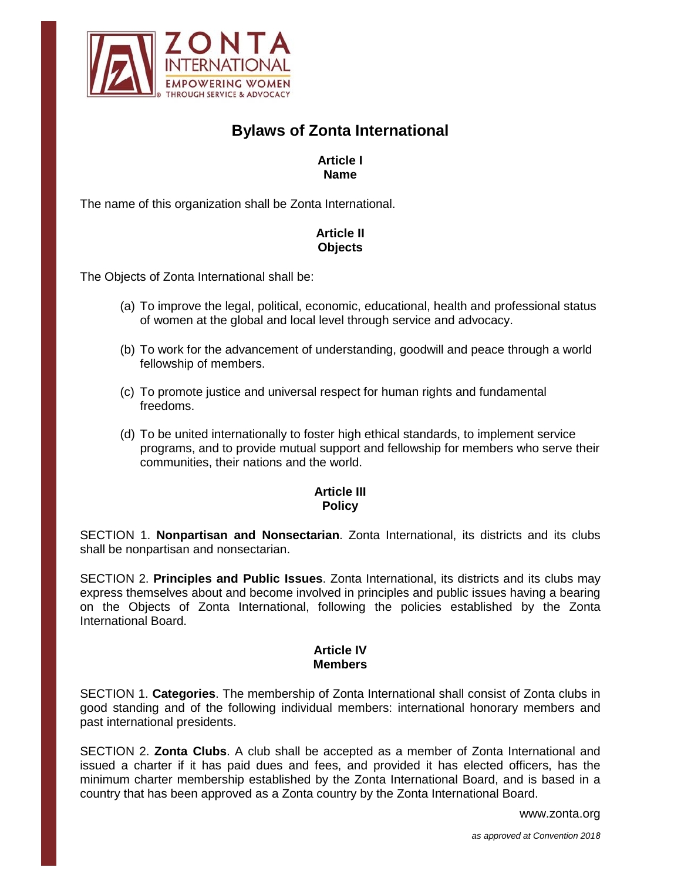# Bylaws of Zonta International

## Article I
## Name

The name of this organization shall be Zonta International.

## Article II
## Objects

The Objects of Zonta International shall be:

(a) To improve the legal, political, economic, educational, health and professional status of women at the global and local level through service and advocacy.

(b) To work for the advancement of understanding, goodwill and peace through a world fellowship of members.

(c) To promote justice and universal respect for human rights and fundamental freedoms.

(d) To be united internationally to foster high ethical standards, to implement service programs, and to provide mutual support and fellowship for members who serve their communities, their nations and the world.

## Article III
## Policy

SECTION 1. **Nonpartisan and Nonsectarian**. Zonta International, its districts and its clubs shall be nonpartisan and nonsectarian.

SECTION 2. **Principles and Public Issues**. Zonta International, its districts and its clubs may express themselves about and become involved in principles and public issues having a bearing on the Objects of Zonta International, following the policies established by the Zonta International Board.

## Article IV
## Members

SECTION 1. **Categories**. The membership of Zonta International shall consist of Zonta clubs in good standing and of the following individual members: international honorary members and past international presidents.

SECTION 2. **Zonta Clubs**. A club shall be accepted as a member of Zonta International and issued a charter if it has paid dues and fees, and provided it has elected officers, has the minimum charter membership established by the Zonta International Board, and is based in a country that has been approved as a Zonta country by the Zonta International Board.

www.zonta.org

*as approved at Convention 2018*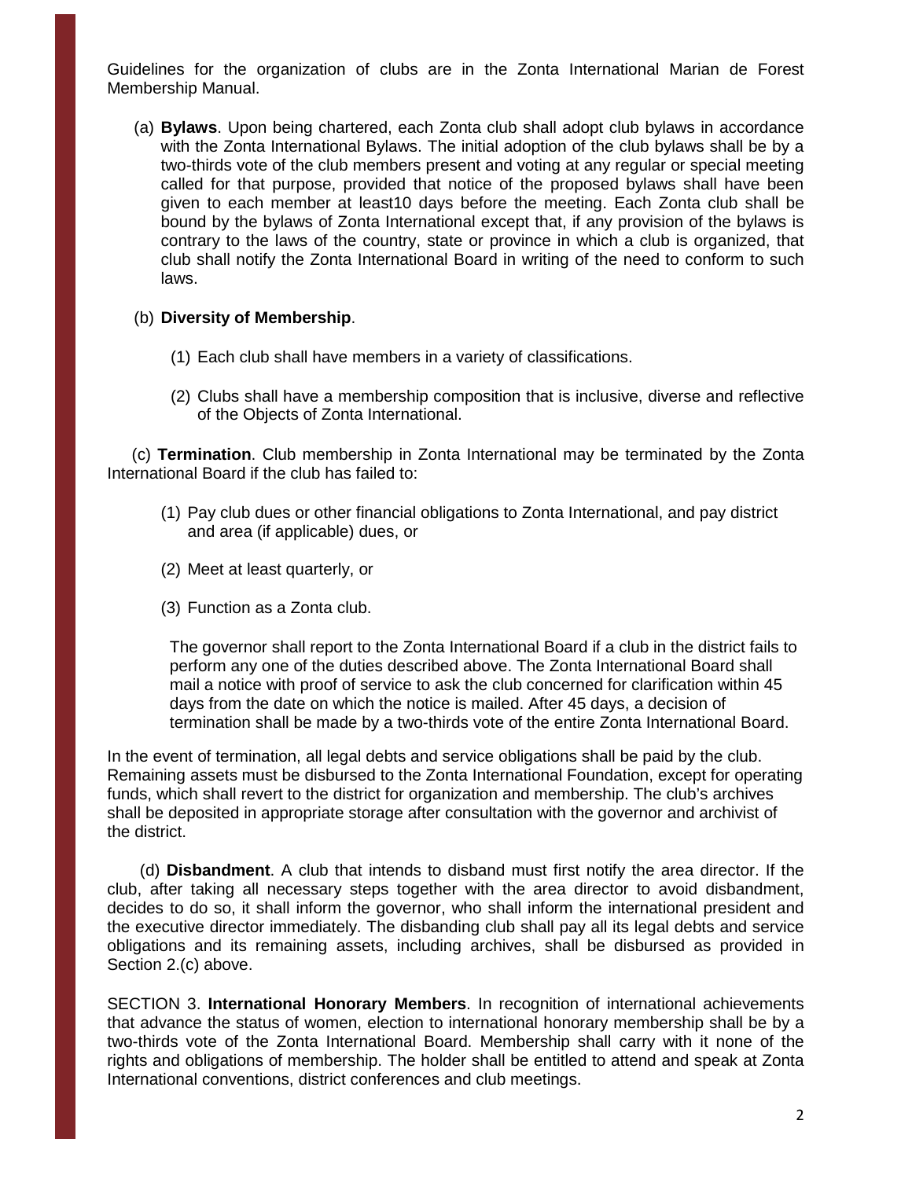Guidelines for the organization of clubs are in the Zonta International Marian de Forest Membership Manual.

(a) **Bylaws**. Upon being chartered, each Zonta club shall adopt club bylaws in accordance with the Zonta International Bylaws. The initial adoption of the club bylaws shall be by a two-thirds vote of the club members present and voting at any regular or special meeting called for that purpose, provided that notice of the proposed bylaws shall have been given to each member at least10 days before the meeting. Each Zonta club shall be bound by the bylaws of Zonta International except that, if any provision of the bylaws is contrary to the laws of the country, state or province in which a club is organized, that club shall notify the Zonta International Board in writing of the need to conform to such laws.

(b) **Diversity of Membership**.

(1) Each club shall have members in a variety of classifications.

(2) Clubs shall have a membership composition that is inclusive, diverse and reflective of the Objects of Zonta International.

(c) **Termination**. Club membership in Zonta International may be terminated by the Zonta International Board if the club has failed to:

(1) Pay club dues or other financial obligations to Zonta International, and pay district and area (if applicable) dues, or

(2) Meet at least quarterly, or

(3) Function as a Zonta club.

The governor shall report to the Zonta International Board if a club in the district fails to perform any one of the duties described above. The Zonta International Board shall mail a notice with proof of service to ask the club concerned for clarification within 45 days from the date on which the notice is mailed. After 45 days, a decision of termination shall be made by a two-thirds vote of the entire Zonta International Board.

In the event of termination, all legal debts and service obligations shall be paid by the club. Remaining assets must be disbursed to the Zonta International Foundation, except for operating funds, which shall revert to the district for organization and membership. The club's archives shall be deposited in appropriate storage after consultation with the governor and archivist of the district.

(d) **Disbandment**. A club that intends to disband must first notify the area director. If the club, after taking all necessary steps together with the area director to avoid disbandment, decides to do so, it shall inform the governor, who shall inform the international president and the executive director immediately. The disbanding club shall pay all its legal debts and service obligations and its remaining assets, including archives, shall be disbursed as provided in Section 2.(c) above.

SECTION 3. **International Honorary Members**. In recognition of international achievements that advance the status of women, election to international honorary membership shall be by a two-thirds vote of the Zonta International Board. Membership shall carry with it none of the rights and obligations of membership. The holder shall be entitled to attend and speak at Zonta International conventions, district conferences and club meetings.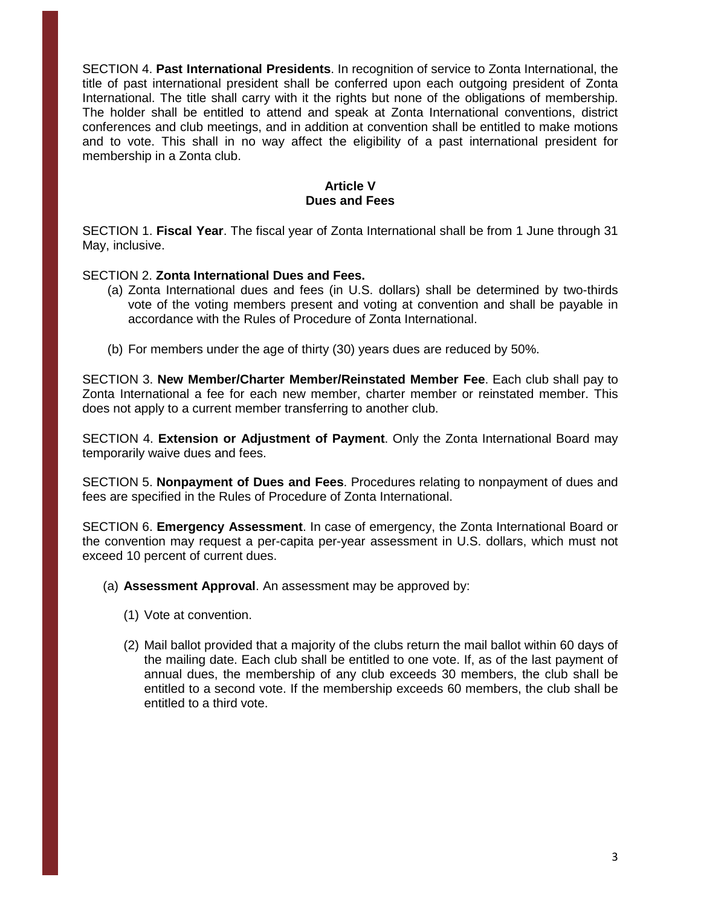SECTION 4. **Past International Presidents**. In recognition of service to Zonta International, the title of past international president shall be conferred upon each outgoing president of Zonta International. The title shall carry with it the rights but none of the obligations of membership. The holder shall be entitled to attend and speak at Zonta International conventions, district conferences and club meetings, and in addition at convention shall be entitled to make motions and to vote. This shall in no way affect the eligibility of a past international president for membership in a Zonta club.

## Article V
## Dues and Fees

SECTION 1. **Fiscal Year**. The fiscal year of Zonta International shall be from 1 June through 31 May, inclusive.

SECTION 2. **Zonta International Dues and Fees.**

(a) Zonta International dues and fees (in U.S. dollars) shall be determined by two-thirds vote of the voting members present and voting at convention and shall be payable in accordance with the Rules of Procedure of Zonta International.

(b) For members under the age of thirty (30) years dues are reduced by 50%.

SECTION 3. **New Member/Charter Member/Reinstated Member Fee**. Each club shall pay to Zonta International a fee for each new member, charter member or reinstated member. This does not apply to a current member transferring to another club.

SECTION 4. **Extension or Adjustment of Payment**. Only the Zonta International Board may temporarily waive dues and fees.

SECTION 5. **Nonpayment of Dues and Fees**. Procedures relating to nonpayment of dues and fees are specified in the Rules of Procedure of Zonta International.

SECTION 6. **Emergency Assessment**. In case of emergency, the Zonta International Board or the convention may request a per-capita per-year assessment in U.S. dollars, which must not exceed 10 percent of current dues.

(a) **Assessment Approval**. An assessment may be approved by:

(1) Vote at convention.

(2) Mail ballot provided that a majority of the clubs return the mail ballot within 60 days of the mailing date. Each club shall be entitled to one vote. If, as of the last payment of annual dues, the membership of any club exceeds 30 members, the club shall be entitled to a second vote. If the membership exceeds 60 members, the club shall be entitled to a third vote.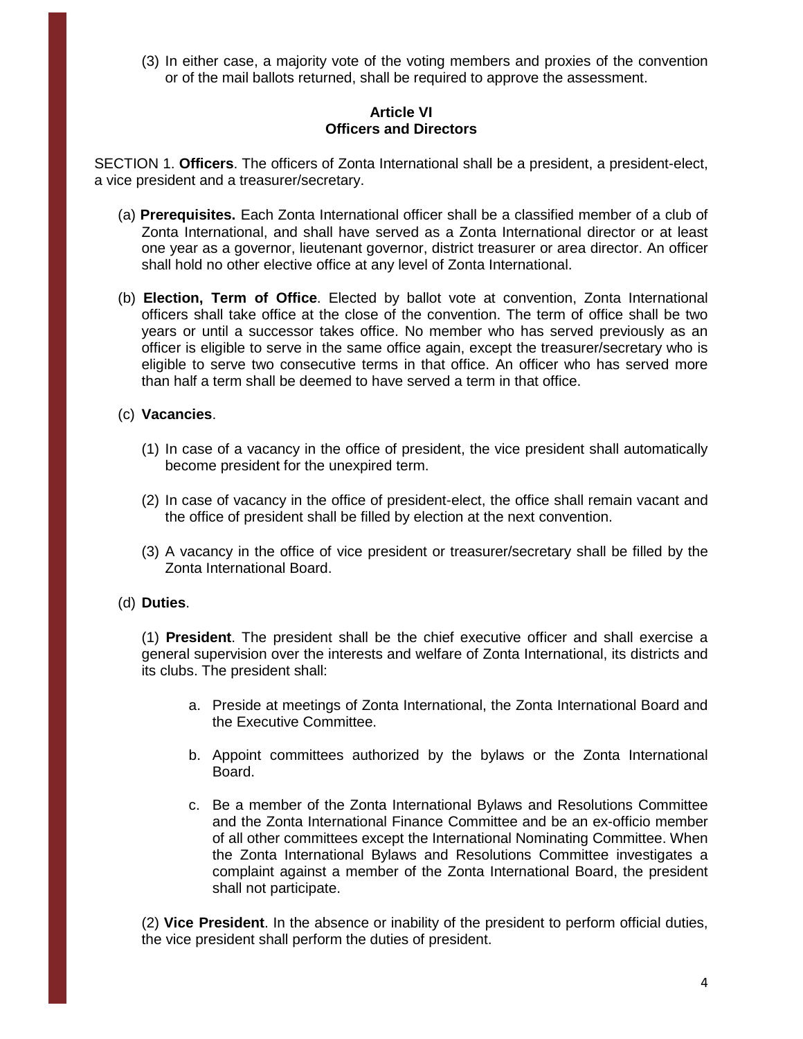(3) In either case, a majority vote of the voting members and proxies of the convention or of the mail ballots returned, shall be required to approve the assessment.

## Article VI
## Officers and Directors

SECTION 1. **Officers**. The officers of Zonta International shall be a president, a president-elect, a vice president and a treasurer/secretary.

(a) **Prerequisites.** Each Zonta International officer shall be a classified member of a club of Zonta International, and shall have served as a Zonta International director or at least one year as a governor, lieutenant governor, district treasurer or area director. An officer shall hold no other elective office at any level of Zonta International.

(b) **Election, Term of Office**. Elected by ballot vote at convention, Zonta International officers shall take office at the close of the convention. The term of office shall be two years or until a successor takes office. No member who has served previously as an officer is eligible to serve in the same office again, except the treasurer/secretary who is eligible to serve two consecutive terms in that office. An officer who has served more than half a term shall be deemed to have served a term in that office.

(c) **Vacancies**.

(1) In case of a vacancy in the office of president, the vice president shall automatically become president for the unexpired term.

(2) In case of vacancy in the office of president-elect, the office shall remain vacant and the office of president shall be filled by election at the next convention.

(3) A vacancy in the office of vice president or treasurer/secretary shall be filled by the Zonta International Board.

(d) **Duties**.

(1) **President**. The president shall be the chief executive officer and shall exercise a general supervision over the interests and welfare of Zonta International, its districts and its clubs. The president shall:

a. Preside at meetings of Zonta International, the Zonta International Board and the Executive Committee.

b. Appoint committees authorized by the bylaws or the Zonta International Board.

c. Be a member of the Zonta International Bylaws and Resolutions Committee and the Zonta International Finance Committee and be an ex-officio member of all other committees except the International Nominating Committee. When the Zonta International Bylaws and Resolutions Committee investigates a complaint against a member of the Zonta International Board, the president shall not participate.

(2) **Vice President**. In the absence or inability of the president to perform official duties, the vice president shall perform the duties of president.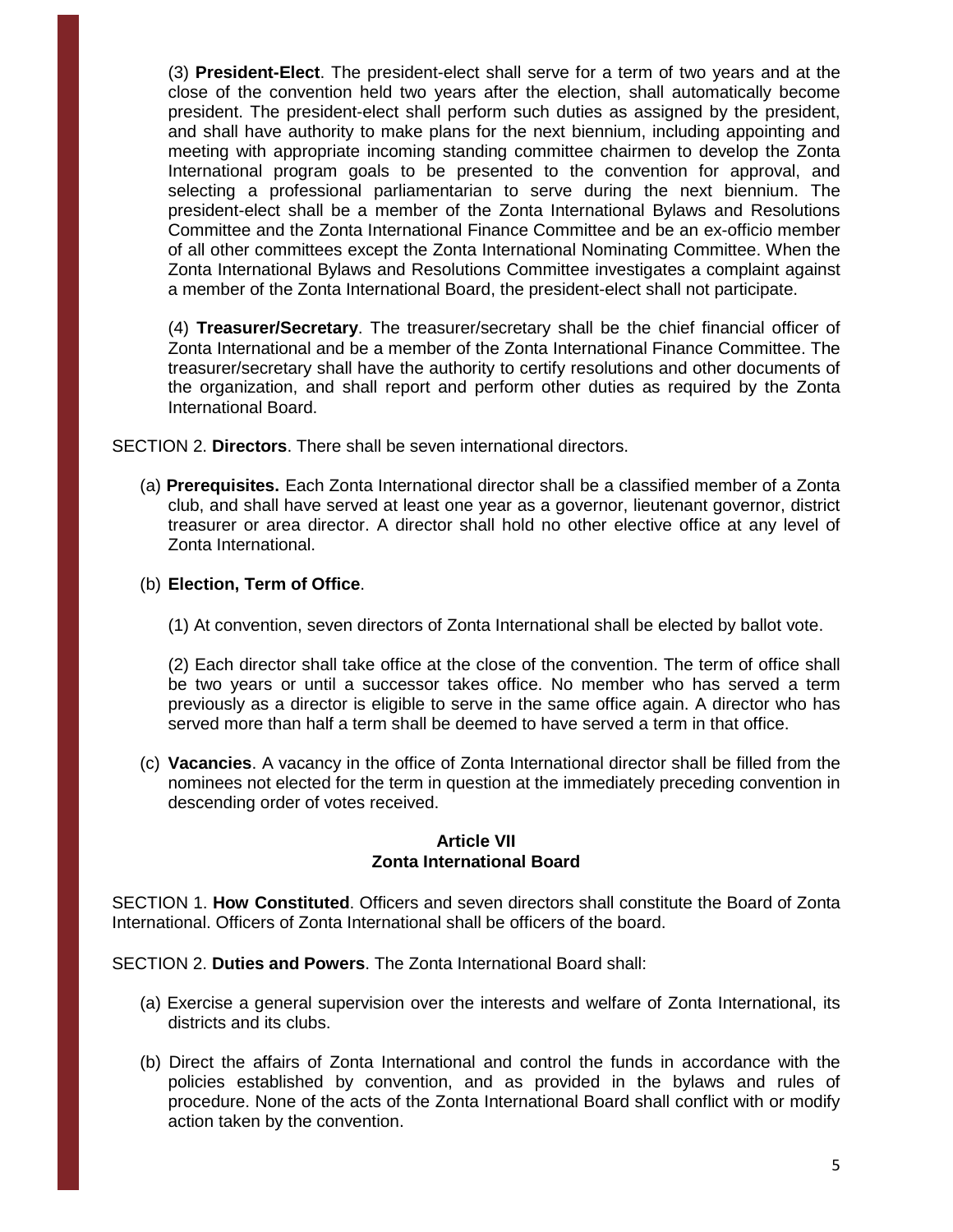(3) **President-Elect**. The president-elect shall serve for a term of two years and at the close of the convention held two years after the election, shall automatically become president. The president-elect shall perform such duties as assigned by the president, and shall have authority to make plans for the next biennium, including appointing and meeting with appropriate incoming standing committee chairmen to develop the Zonta International program goals to be presented to the convention for approval, and selecting a professional parliamentarian to serve during the next biennium. The president-elect shall be a member of the Zonta International Bylaws and Resolutions Committee and the Zonta International Finance Committee and be an ex-officio member of all other committees except the Zonta International Nominating Committee. When the Zonta International Bylaws and Resolutions Committee investigates a complaint against a member of the Zonta International Board, the president-elect shall not participate.

(4) **Treasurer/Secretary**. The treasurer/secretary shall be the chief financial officer of Zonta International and be a member of the Zonta International Finance Committee. The treasurer/secretary shall have the authority to certify resolutions and other documents of the organization, and shall report and perform other duties as required by the Zonta International Board.

SECTION 2. **Directors**. There shall be seven international directors.

(a) **Prerequisites.** Each Zonta International director shall be a classified member of a Zonta club, and shall have served at least one year as a governor, lieutenant governor, district treasurer or area director. A director shall hold no other elective office at any level of Zonta International.

(b) **Election, Term of Office**.

(1) At convention, seven directors of Zonta International shall be elected by ballot vote.

(2) Each director shall take office at the close of the convention. The term of office shall be two years or until a successor takes office. No member who has served a term previously as a director is eligible to serve in the same office again. A director who has served more than half a term shall be deemed to have served a term in that office.

(c) **Vacancies**. A vacancy in the office of Zonta International director shall be filled from the nominees not elected for the term in question at the immediately preceding convention in descending order of votes received.

## Article VII
## Zonta International Board

SECTION 1. **How Constituted**. Officers and seven directors shall constitute the Board of Zonta International. Officers of Zonta International shall be officers of the board.

SECTION 2. **Duties and Powers**. The Zonta International Board shall:

(a) Exercise a general supervision over the interests and welfare of Zonta International, its districts and its clubs.

(b) Direct the affairs of Zonta International and control the funds in accordance with the policies established by convention, and as provided in the bylaws and rules of procedure. None of the acts of the Zonta International Board shall conflict with or modify action taken by the convention.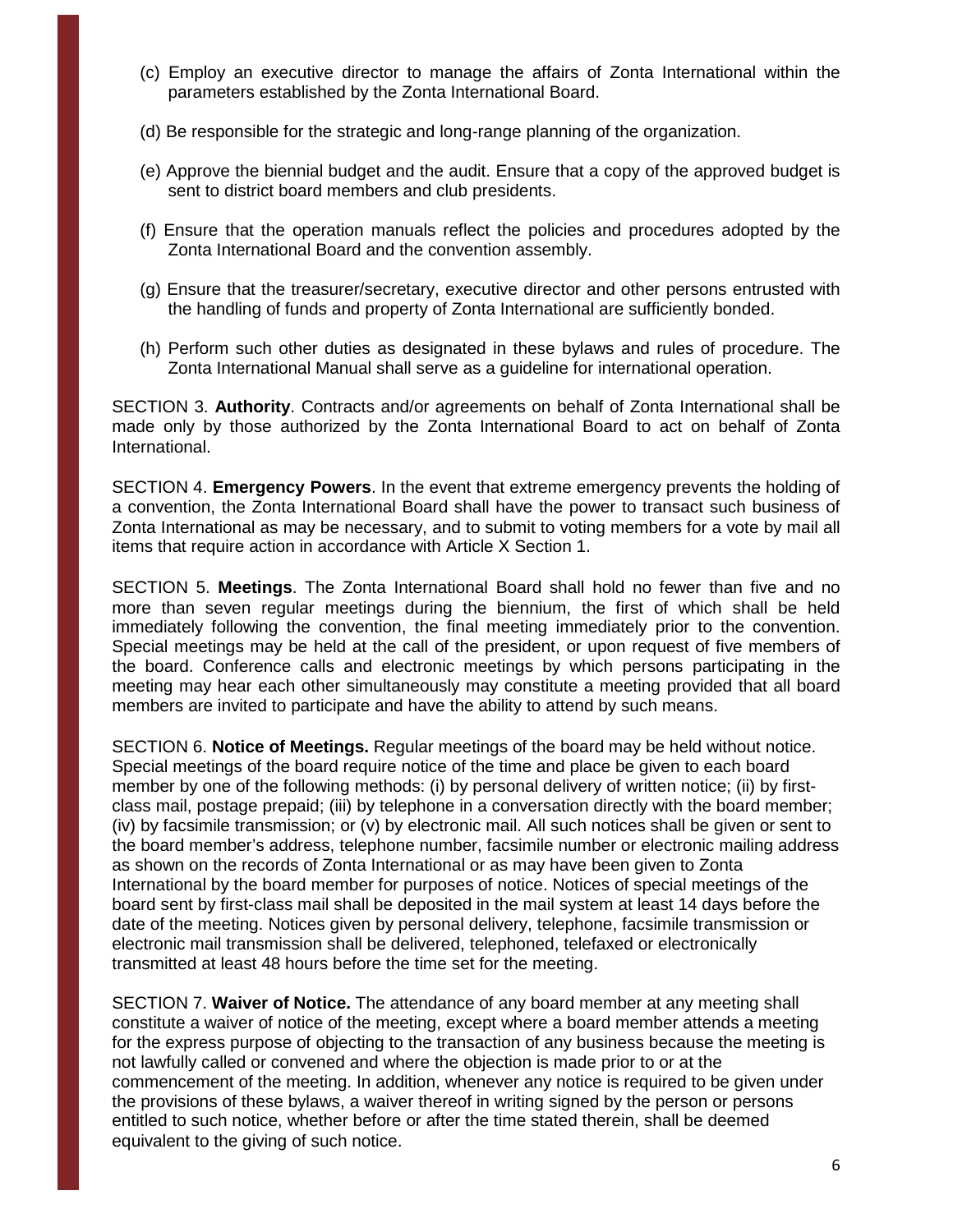(c) Employ an executive director to manage the affairs of Zonta International within the parameters established by the Zonta International Board.

(d) Be responsible for the strategic and long-range planning of the organization.

(e) Approve the biennial budget and the audit. Ensure that a copy of the approved budget is sent to district board members and club presidents.

(f) Ensure that the operation manuals reflect the policies and procedures adopted by the Zonta International Board and the convention assembly.

(g) Ensure that the treasurer/secretary, executive director and other persons entrusted with the handling of funds and property of Zonta International are sufficiently bonded.

(h) Perform such other duties as designated in these bylaws and rules of procedure. The Zonta International Manual shall serve as a guideline for international operation.

SECTION 3. **Authority**. Contracts and/or agreements on behalf of Zonta International shall be made only by those authorized by the Zonta International Board to act on behalf of Zonta International.

SECTION 4. **Emergency Powers**. In the event that extreme emergency prevents the holding of a convention, the Zonta International Board shall have the power to transact such business of Zonta International as may be necessary, and to submit to voting members for a vote by mail all items that require action in accordance with Article X Section 1.

SECTION 5. **Meetings**. The Zonta International Board shall hold no fewer than five and no more than seven regular meetings during the biennium, the first of which shall be held immediately following the convention, the final meeting immediately prior to the convention. Special meetings may be held at the call of the president, or upon request of five members of the board. Conference calls and electronic meetings by which persons participating in the meeting may hear each other simultaneously may constitute a meeting provided that all board members are invited to participate and have the ability to attend by such means.

SECTION 6. **Notice of Meetings.** Regular meetings of the board may be held without notice. Special meetings of the board require notice of the time and place be given to each board member by one of the following methods: (i) by personal delivery of written notice; (ii) by first-class mail, postage prepaid; (iii) by telephone in a conversation directly with the board member; (iv) by facsimile transmission; or (v) by electronic mail. All such notices shall be given or sent to the board member's address, telephone number, facsimile number or electronic mailing address as shown on the records of Zonta International or as may have been given to Zonta International by the board member for purposes of notice. Notices of special meetings of the board sent by first-class mail shall be deposited in the mail system at least 14 days before the date of the meeting. Notices given by personal delivery, telephone, facsimile transmission or electronic mail transmission shall be delivered, telephoned, telefaxed or electronically transmitted at least 48 hours before the time set for the meeting.

SECTION 7. **Waiver of Notice.** The attendance of any board member at any meeting shall constitute a waiver of notice of the meeting, except where a board member attends a meeting for the express purpose of objecting to the transaction of any business because the meeting is not lawfully called or convened and where the objection is made prior to or at the commencement of the meeting. In addition, whenever any notice is required to be given under the provisions of these bylaws, a waiver thereof in writing signed by the person or persons entitled to such notice, whether before or after the time stated therein, shall be deemed equivalent to the giving of such notice.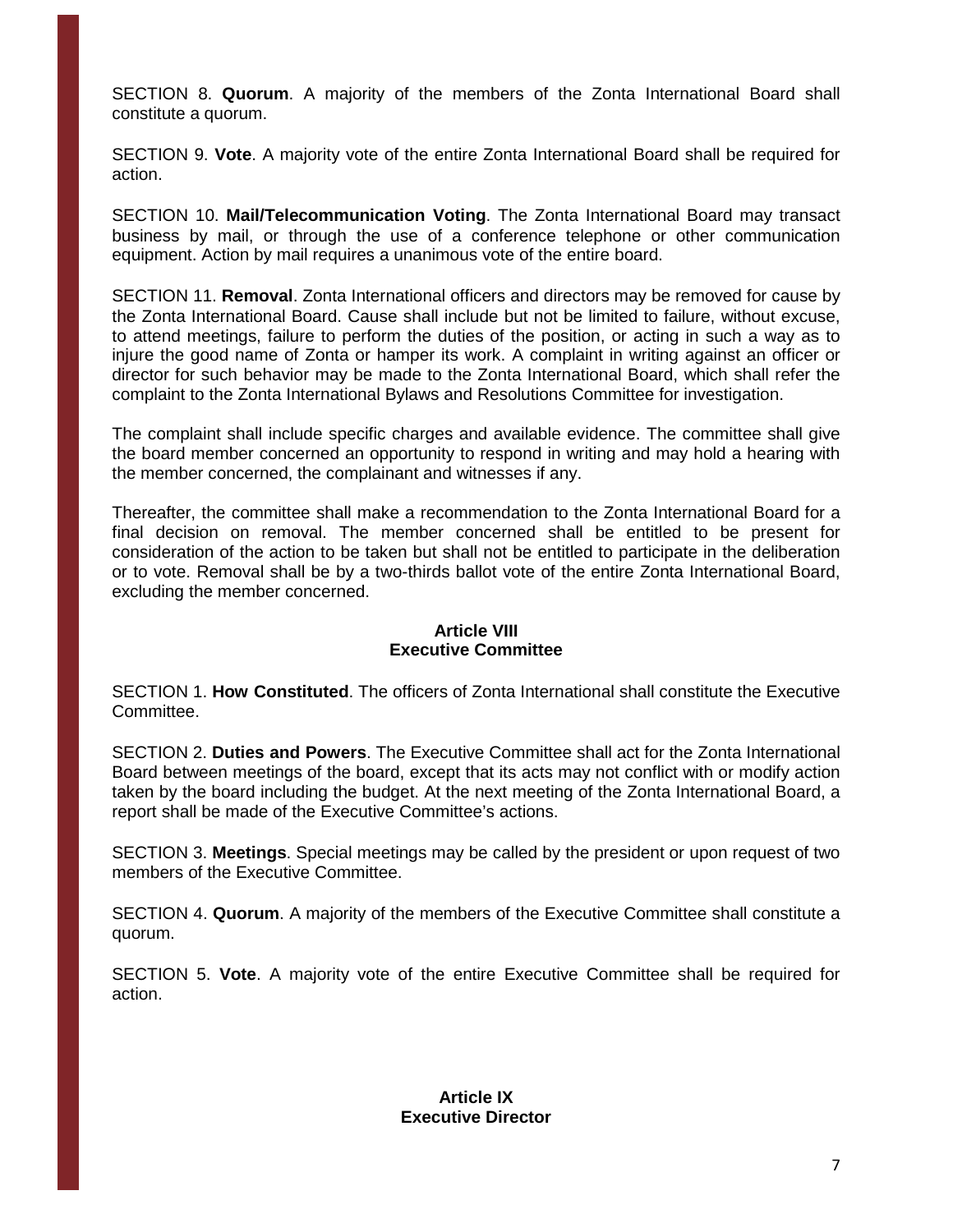SECTION 8. **Quorum**. A majority of the members of the Zonta International Board shall constitute a quorum.

SECTION 9. **Vote**. A majority vote of the entire Zonta International Board shall be required for action.

SECTION 10. **Mail/Telecommunication Voting**. The Zonta International Board may transact business by mail, or through the use of a conference telephone or other communication equipment. Action by mail requires a unanimous vote of the entire board.

SECTION 11. **Removal**. Zonta International officers and directors may be removed for cause by the Zonta International Board. Cause shall include but not be limited to failure, without excuse, to attend meetings, failure to perform the duties of the position, or acting in such a way as to injure the good name of Zonta or hamper its work. A complaint in writing against an officer or director for such behavior may be made to the Zonta International Board, which shall refer the complaint to the Zonta International Bylaws and Resolutions Committee for investigation.

The complaint shall include specific charges and available evidence. The committee shall give the board member concerned an opportunity to respond in writing and may hold a hearing with the member concerned, the complainant and witnesses if any.

Thereafter, the committee shall make a recommendation to the Zonta International Board for a final decision on removal. The member concerned shall be entitled to be present for consideration of the action to be taken but shall not be entitled to participate in the deliberation or to vote. Removal shall be by a two-thirds ballot vote of the entire Zonta International Board, excluding the member concerned.

## Article VIII
## Executive Committee

SECTION 1. **How Constituted**. The officers of Zonta International shall constitute the Executive Committee.

SECTION 2. **Duties and Powers**. The Executive Committee shall act for the Zonta International Board between meetings of the board, except that its acts may not conflict with or modify action taken by the board including the budget. At the next meeting of the Zonta International Board, a report shall be made of the Executive Committee's actions.

SECTION 3. **Meetings**. Special meetings may be called by the president or upon request of two members of the Executive Committee.

SECTION 4. **Quorum**. A majority of the members of the Executive Committee shall constitute a quorum.

SECTION 5. **Vote**. A majority vote of the entire Executive Committee shall be required for action.

## Article IX
## Executive Director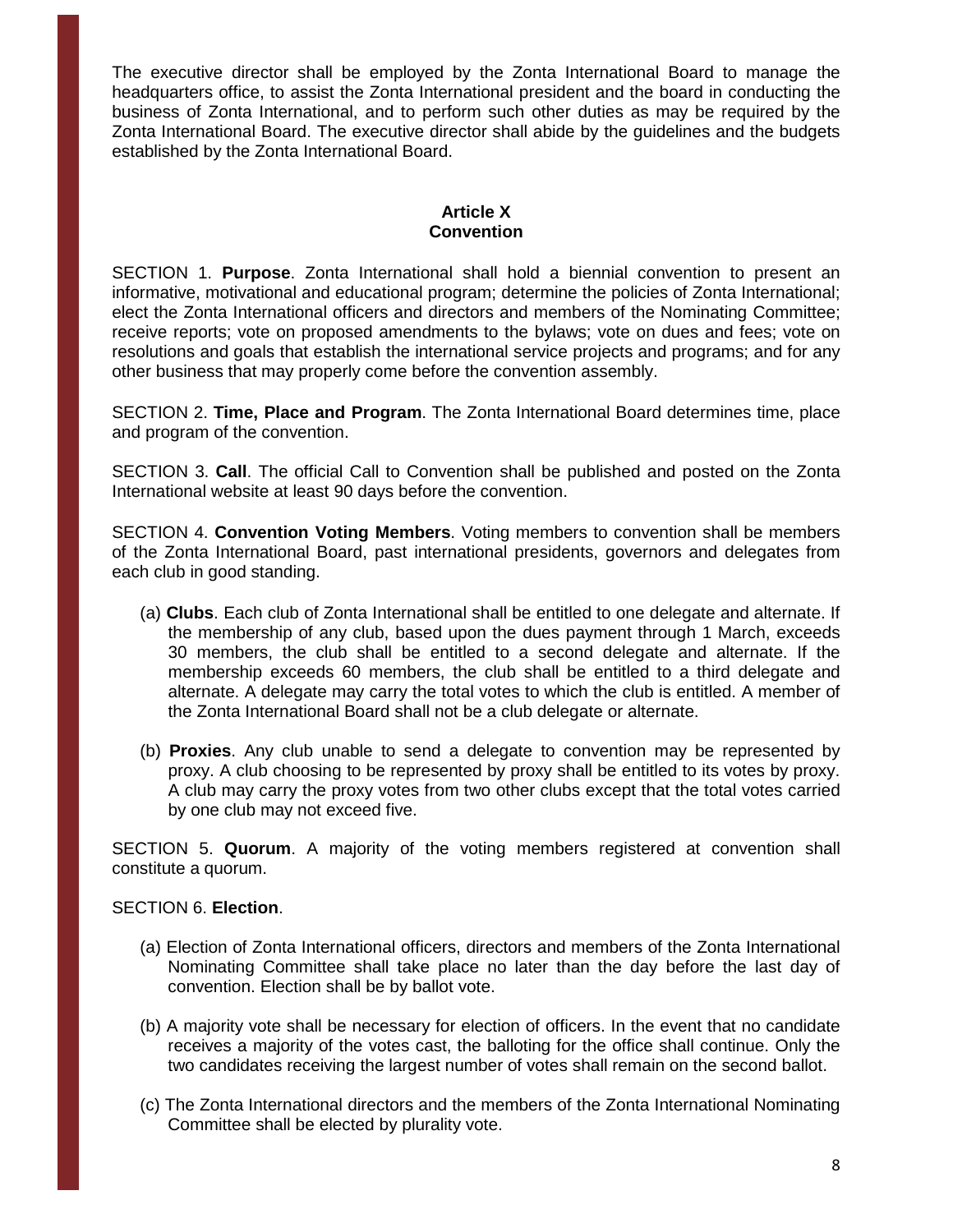The executive director shall be employed by the Zonta International Board to manage the headquarters office, to assist the Zonta International president and the board in conducting the business of Zonta International, and to perform such other duties as may be required by the Zonta International Board. The executive director shall abide by the guidelines and the budgets established by the Zonta International Board.

## Article X
## Convention

SECTION 1. **Purpose**. Zonta International shall hold a biennial convention to present an informative, motivational and educational program; determine the policies of Zonta International; elect the Zonta International officers and directors and members of the Nominating Committee; receive reports; vote on proposed amendments to the bylaws; vote on dues and fees; vote on resolutions and goals that establish the international service projects and programs; and for any other business that may properly come before the convention assembly.

SECTION 2. **Time, Place and Program**. The Zonta International Board determines time, place and program of the convention.

SECTION 3. **Call**. The official Call to Convention shall be published and posted on the Zonta International website at least 90 days before the convention.

SECTION 4. **Convention Voting Members**. Voting members to convention shall be members of the Zonta International Board, past international presidents, governors and delegates from each club in good standing.

(a) **Clubs**. Each club of Zonta International shall be entitled to one delegate and alternate. If the membership of any club, based upon the dues payment through 1 March, exceeds 30 members, the club shall be entitled to a second delegate and alternate. If the membership exceeds 60 members, the club shall be entitled to a third delegate and alternate. A delegate may carry the total votes to which the club is entitled. A member of the Zonta International Board shall not be a club delegate or alternate.

(b) **Proxies**. Any club unable to send a delegate to convention may be represented by proxy. A club choosing to be represented by proxy shall be entitled to its votes by proxy. A club may carry the proxy votes from two other clubs except that the total votes carried by one club may not exceed five.

SECTION 5. **Quorum**. A majority of the voting members registered at convention shall constitute a quorum.

SECTION 6. **Election**.

(a) Election of Zonta International officers, directors and members of the Zonta International Nominating Committee shall take place no later than the day before the last day of convention. Election shall be by ballot vote.

(b) A majority vote shall be necessary for election of officers. In the event that no candidate receives a majority of the votes cast, the balloting for the office shall continue. Only the two candidates receiving the largest number of votes shall remain on the second ballot.

(c) The Zonta International directors and the members of the Zonta International Nominating Committee shall be elected by plurality vote.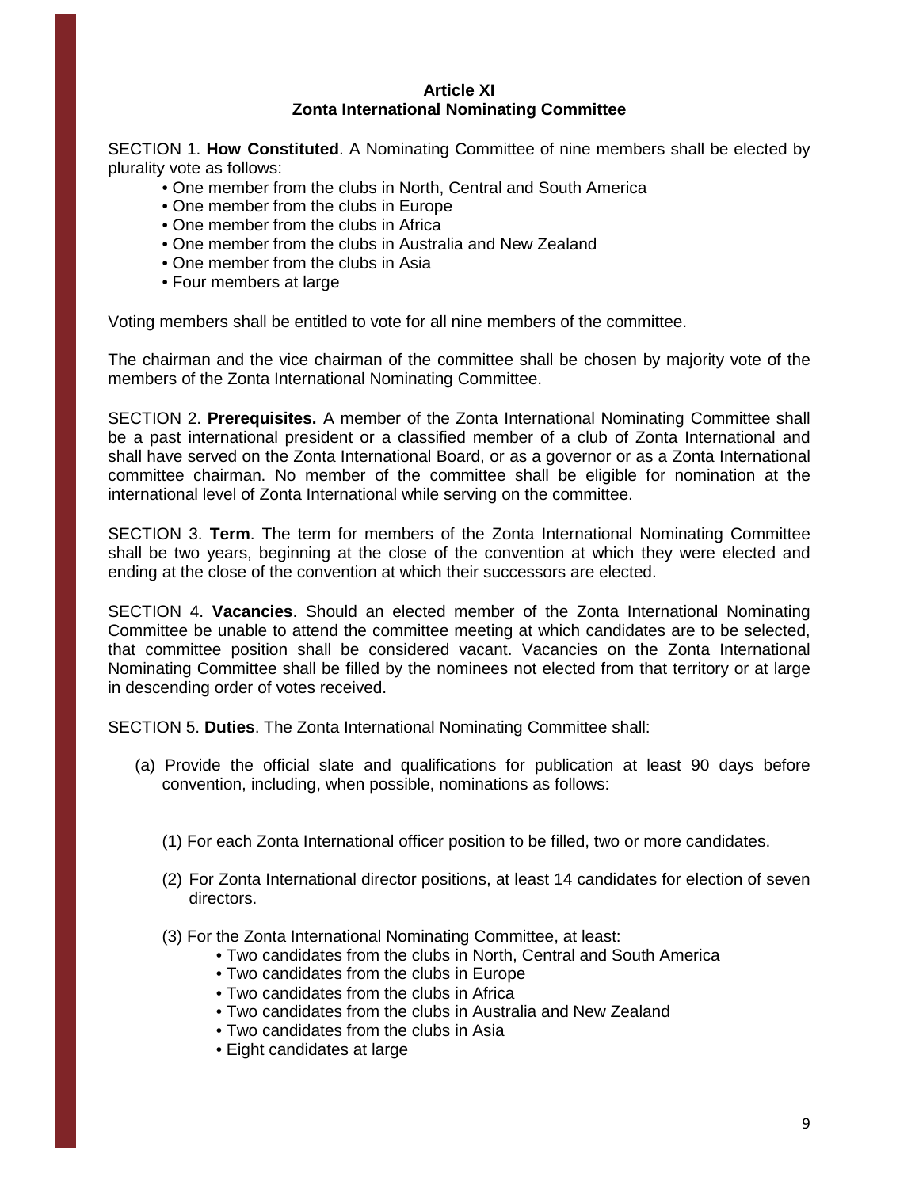## Article XI
## Zonta International Nominating Committee

SECTION 1. **How Constituted**. A Nominating Committee of nine members shall be elected by plurality vote as follows:

- One member from the clubs in North, Central and South America
- One member from the clubs in Europe
- One member from the clubs in Africa
- One member from the clubs in Australia and New Zealand
- One member from the clubs in Asia
- Four members at large

Voting members shall be entitled to vote for all nine members of the committee.

The chairman and the vice chairman of the committee shall be chosen by majority vote of the members of the Zonta International Nominating Committee.

SECTION 2. **Prerequisites.** A member of the Zonta International Nominating Committee shall be a past international president or a classified member of a club of Zonta International and shall have served on the Zonta International Board, or as a governor or as a Zonta International committee chairman. No member of the committee shall be eligible for nomination at the international level of Zonta International while serving on the committee.

SECTION 3. **Term**. The term for members of the Zonta International Nominating Committee shall be two years, beginning at the close of the convention at which they were elected and ending at the close of the convention at which their successors are elected.

SECTION 4. **Vacancies**. Should an elected member of the Zonta International Nominating Committee be unable to attend the committee meeting at which candidates are to be selected, that committee position shall be considered vacant. Vacancies on the Zonta International Nominating Committee shall be filled by the nominees not elected from that territory or at large in descending order of votes received.

SECTION 5. **Duties**. The Zonta International Nominating Committee shall:

(a) Provide the official slate and qualifications for publication at least 90 days before convention, including, when possible, nominations as follows:

(1) For each Zonta International officer position to be filled, two or more candidates.

(2) For Zonta International director positions, at least 14 candidates for election of seven directors.

(3) For the Zonta International Nominating Committee, at least:

- Two candidates from the clubs in North, Central and South America
- Two candidates from the clubs in Europe
- Two candidates from the clubs in Africa
- Two candidates from the clubs in Australia and New Zealand
- Two candidates from the clubs in Asia
- Eight candidates at large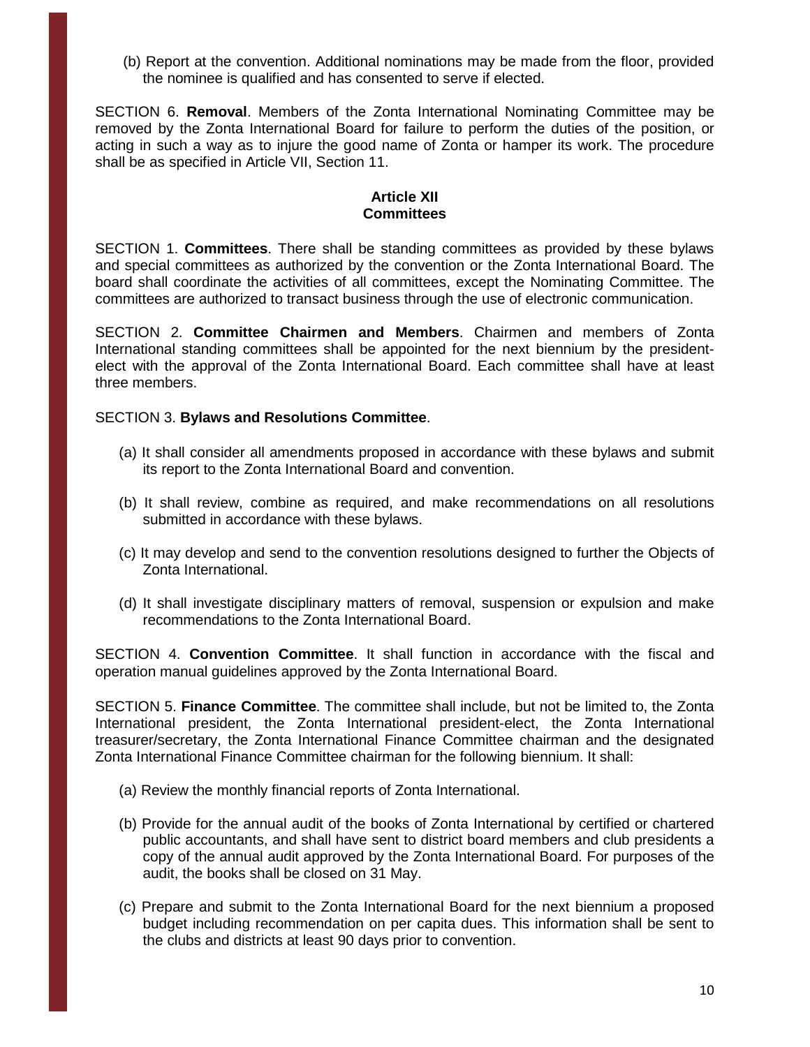(b) Report at the convention. Additional nominations may be made from the floor, provided the nominee is qualified and has consented to serve if elected.

SECTION 6. **Removal**. Members of the Zonta International Nominating Committee may be removed by the Zonta International Board for failure to perform the duties of the position, or acting in such a way as to injure the good name of Zonta or hamper its work. The procedure shall be as specified in Article VII, Section 11.

## Article XII
## Committees

SECTION 1. **Committees**. There shall be standing committees as provided by these bylaws and special committees as authorized by the convention or the Zonta International Board. The board shall coordinate the activities of all committees, except the Nominating Committee. The committees are authorized to transact business through the use of electronic communication.

SECTION 2. **Committee Chairmen and Members**. Chairmen and members of Zonta International standing committees shall be appointed for the next biennium by the president-elect with the approval of the Zonta International Board. Each committee shall have at least three members.

SECTION 3. **Bylaws and Resolutions Committee**.

(a) It shall consider all amendments proposed in accordance with these bylaws and submit its report to the Zonta International Board and convention.

(b) It shall review, combine as required, and make recommendations on all resolutions submitted in accordance with these bylaws.

(c) It may develop and send to the convention resolutions designed to further the Objects of Zonta International.

(d) It shall investigate disciplinary matters of removal, suspension or expulsion and make recommendations to the Zonta International Board.

SECTION 4. **Convention Committee**. It shall function in accordance with the fiscal and operation manual guidelines approved by the Zonta International Board.

SECTION 5. **Finance Committee**. The committee shall include, but not be limited to, the Zonta International president, the Zonta International president-elect, the Zonta International treasurer/secretary, the Zonta International Finance Committee chairman and the designated Zonta International Finance Committee chairman for the following biennium. It shall:

(a) Review the monthly financial reports of Zonta International.

(b) Provide for the annual audit of the books of Zonta International by certified or chartered public accountants, and shall have sent to district board members and club presidents a copy of the annual audit approved by the Zonta International Board. For purposes of the audit, the books shall be closed on 31 May.

(c) Prepare and submit to the Zonta International Board for the next biennium a proposed budget including recommendation on per capita dues. This information shall be sent to the clubs and districts at least 90 days prior to convention.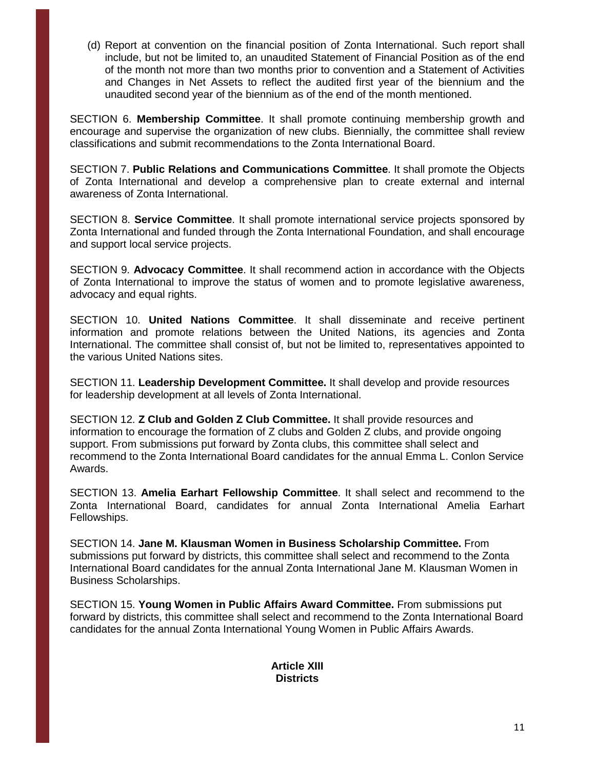(d) Report at convention on the financial position of Zonta International. Such report shall include, but not be limited to, an unaudited Statement of Financial Position as of the end of the month not more than two months prior to convention and a Statement of Activities and Changes in Net Assets to reflect the audited first year of the biennium and the unaudited second year of the biennium as of the end of the month mentioned.

SECTION 6. **Membership Committee**. It shall promote continuing membership growth and encourage and supervise the organization of new clubs. Biennially, the committee shall review classifications and submit recommendations to the Zonta International Board.

SECTION 7. **Public Relations and Communications Committee**. It shall promote the Objects of Zonta International and develop a comprehensive plan to create external and internal awareness of Zonta International.

SECTION 8. **Service Committee**. It shall promote international service projects sponsored by Zonta International and funded through the Zonta International Foundation, and shall encourage and support local service projects.

SECTION 9. **Advocacy Committee**. It shall recommend action in accordance with the Objects of Zonta International to improve the status of women and to promote legislative awareness, advocacy and equal rights.

SECTION 10. **United Nations Committee**. It shall disseminate and receive pertinent information and promote relations between the United Nations, its agencies and Zonta International. The committee shall consist of, but not be limited to, representatives appointed to the various United Nations sites.

SECTION 11. **Leadership Development Committee.** It shall develop and provide resources for leadership development at all levels of Zonta International.

SECTION 12. **Z Club and Golden Z Club Committee.** It shall provide resources and information to encourage the formation of Z clubs and Golden Z clubs, and provide ongoing support. From submissions put forward by Zonta clubs, this committee shall select and recommend to the Zonta International Board candidates for the annual Emma L. Conlon Service Awards.

SECTION 13. **Amelia Earhart Fellowship Committee**. It shall select and recommend to the Zonta International Board, candidates for annual Zonta International Amelia Earhart Fellowships.

SECTION 14. **Jane M. Klausman Women in Business Scholarship Committee.** From submissions put forward by districts, this committee shall select and recommend to the Zonta International Board candidates for the annual Zonta International Jane M. Klausman Women in Business Scholarships.

SECTION 15. **Young Women in Public Affairs Award Committee.** From submissions put forward by districts, this committee shall select and recommend to the Zonta International Board candidates for the annual Zonta International Young Women in Public Affairs Awards.

## Article XIII
## Districts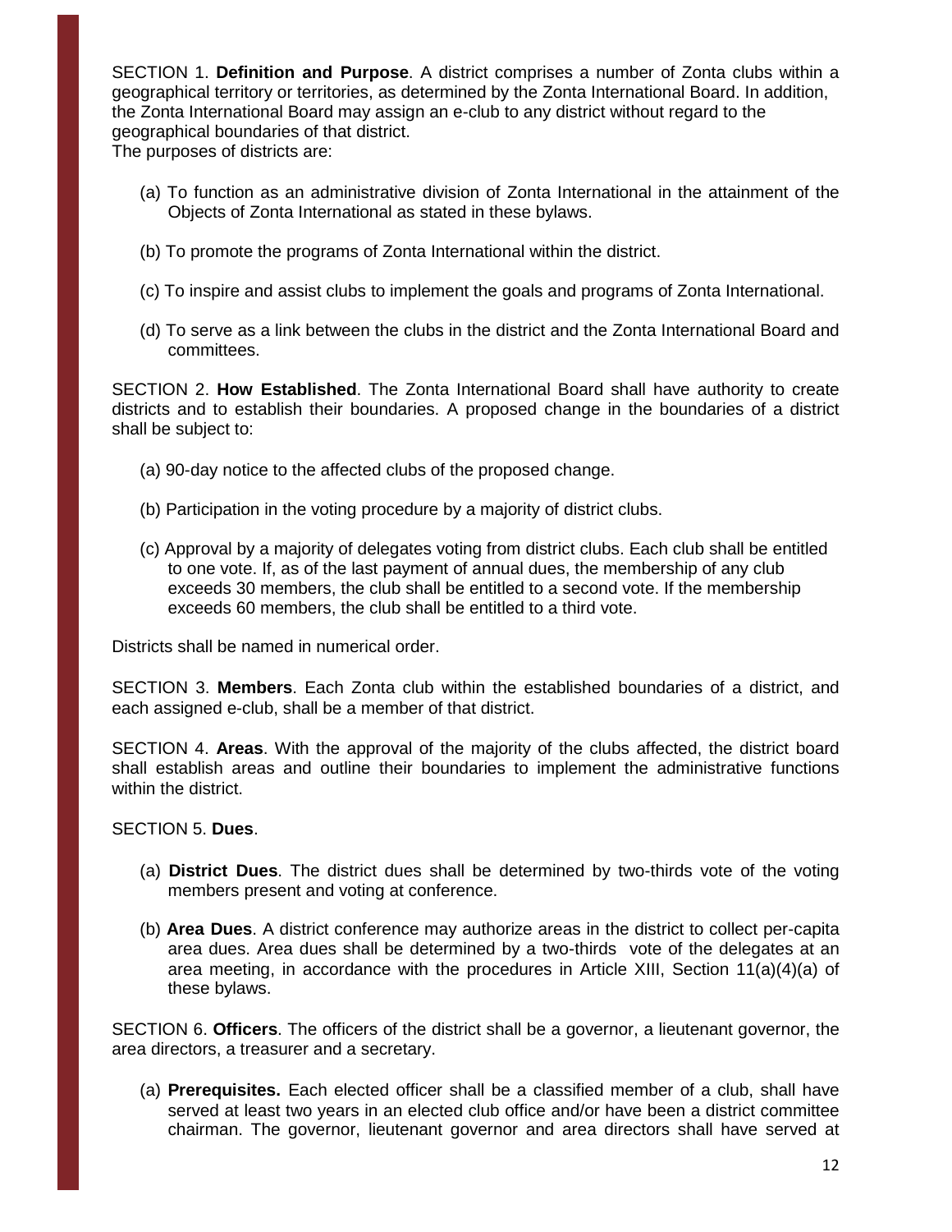SECTION 1. **Definition and Purpose**. A district comprises a number of Zonta clubs within a geographical territory or territories, as determined by the Zonta International Board. In addition, the Zonta International Board may assign an e-club to any district without regard to the geographical boundaries of that district.
The purposes of districts are:

(a) To function as an administrative division of Zonta International in the attainment of the Objects of Zonta International as stated in these bylaws.

(b) To promote the programs of Zonta International within the district.

(c) To inspire and assist clubs to implement the goals and programs of Zonta International.

(d) To serve as a link between the clubs in the district and the Zonta International Board and committees.

SECTION 2. **How Established**. The Zonta International Board shall have authority to create districts and to establish their boundaries. A proposed change in the boundaries of a district shall be subject to:

(a) 90-day notice to the affected clubs of the proposed change.

(b) Participation in the voting procedure by a majority of district clubs.

(c) Approval by a majority of delegates voting from district clubs. Each club shall be entitled to one vote. If, as of the last payment of annual dues, the membership of any club exceeds 30 members, the club shall be entitled to a second vote. If the membership exceeds 60 members, the club shall be entitled to a third vote.

Districts shall be named in numerical order.

SECTION 3. **Members**. Each Zonta club within the established boundaries of a district, and each assigned e-club, shall be a member of that district.

SECTION 4. **Areas**. With the approval of the majority of the clubs affected, the district board shall establish areas and outline their boundaries to implement the administrative functions within the district.

SECTION 5. **Dues**.

(a) **District Dues**. The district dues shall be determined by two-thirds vote of the voting members present and voting at conference.

(b) **Area Dues**. A district conference may authorize areas in the district to collect per-capita area dues. Area dues shall be determined by a two-thirds vote of the delegates at an area meeting, in accordance with the procedures in Article XIII, Section 11(a)(4)(a) of these bylaws.

SECTION 6. **Officers**. The officers of the district shall be a governor, a lieutenant governor, the area directors, a treasurer and a secretary.

(a) **Prerequisites.** Each elected officer shall be a classified member of a club, shall have served at least two years in an elected club office and/or have been a district committee chairman. The governor, lieutenant governor and area directors shall have served at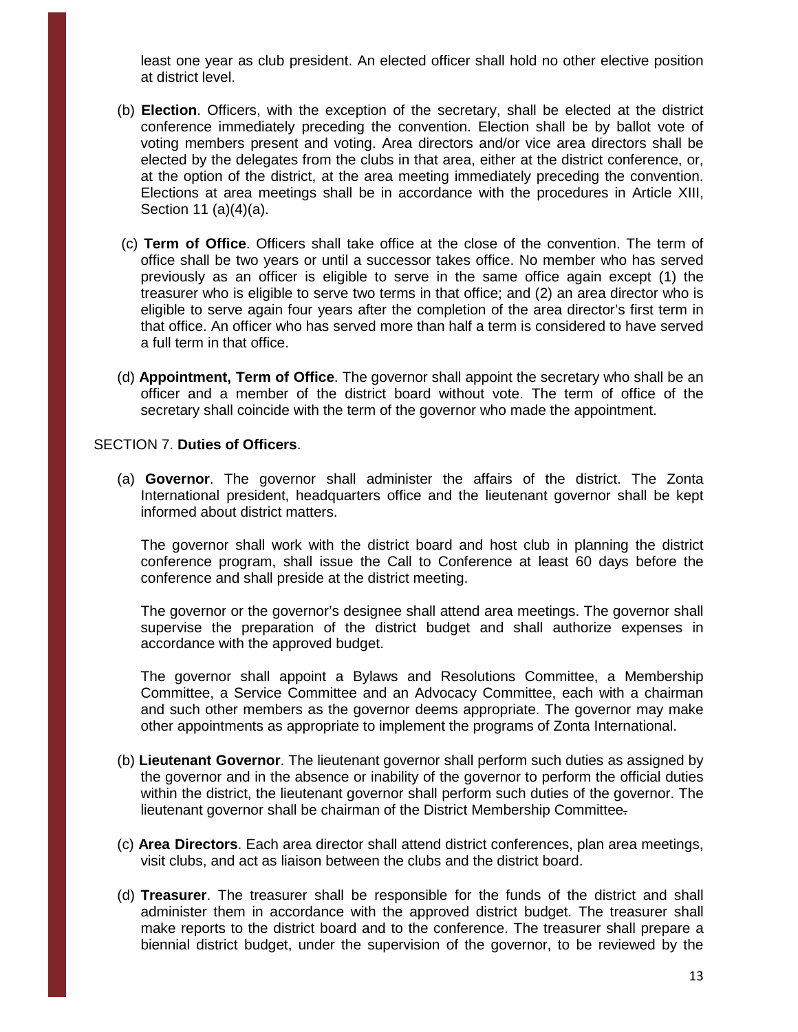least one year as club president. An elected officer shall hold no other elective position at district level.

(b) **Election**. Officers, with the exception of the secretary, shall be elected at the district conference immediately preceding the convention. Election shall be by ballot vote of voting members present and voting. Area directors and/or vice area directors shall be elected by the delegates from the clubs in that area, either at the district conference, or, at the option of the district, at the area meeting immediately preceding the convention. Elections at area meetings shall be in accordance with the procedures in Article XIII, Section 11 (a)(4)(a).

(c) **Term of Office**. Officers shall take office at the close of the convention. The term of office shall be two years or until a successor takes office. No member who has served previously as an officer is eligible to serve in the same office again except (1) the treasurer who is eligible to serve two terms in that office; and (2) an area director who is eligible to serve again four years after the completion of the area director's first term in that office. An officer who has served more than half a term is considered to have served a full term in that office.

(d) **Appointment, Term of Office**. The governor shall appoint the secretary who shall be an officer and a member of the district board without vote. The term of office of the secretary shall coincide with the term of the governor who made the appointment.

SECTION 7. **Duties of Officers**.

(a) **Governor**. The governor shall administer the affairs of the district. The Zonta International president, headquarters office and the lieutenant governor shall be kept informed about district matters.

The governor shall work with the district board and host club in planning the district conference program, shall issue the Call to Conference at least 60 days before the conference and shall preside at the district meeting.

The governor or the governor's designee shall attend area meetings. The governor shall supervise the preparation of the district budget and shall authorize expenses in accordance with the approved budget.

The governor shall appoint a Bylaws and Resolutions Committee, a Membership Committee, a Service Committee and an Advocacy Committee, each with a chairman and such other members as the governor deems appropriate. The governor may make other appointments as appropriate to implement the programs of Zonta International.

(b) **Lieutenant Governor**. The lieutenant governor shall perform such duties as assigned by the governor and in the absence or inability of the governor to perform the official duties within the district, the lieutenant governor shall perform such duties of the governor. The lieutenant governor shall be chairman of the District Membership Committee.

(c) **Area Directors**. Each area director shall attend district conferences, plan area meetings, visit clubs, and act as liaison between the clubs and the district board.

(d) **Treasurer**. The treasurer shall be responsible for the funds of the district and shall administer them in accordance with the approved district budget. The treasurer shall make reports to the district board and to the conference. The treasurer shall prepare a biennial district budget, under the supervision of the governor, to be reviewed by the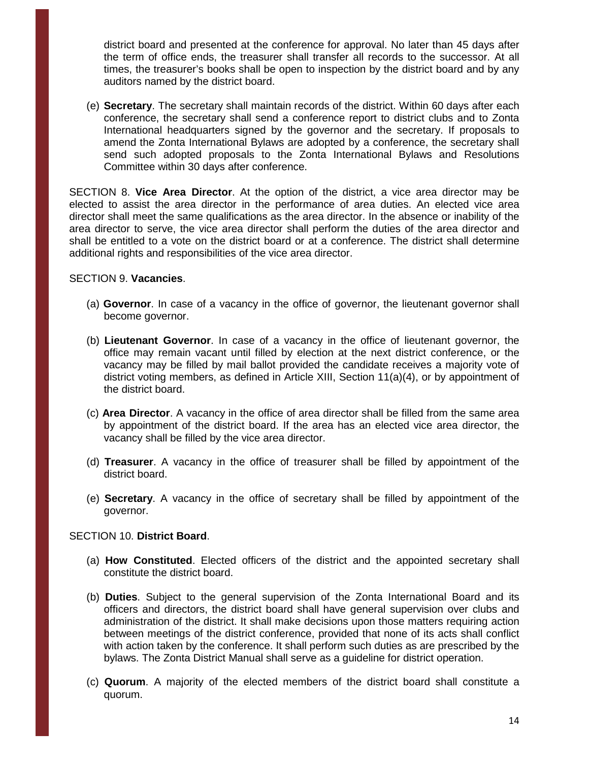district board and presented at the conference for approval. No later than 45 days after the term of office ends, the treasurer shall transfer all records to the successor. At all times, the treasurer's books shall be open to inspection by the district board and by any auditors named by the district board.

(e) **Secretary**. The secretary shall maintain records of the district. Within 60 days after each conference, the secretary shall send a conference report to district clubs and to Zonta International headquarters signed by the governor and the secretary. If proposals to amend the Zonta International Bylaws are adopted by a conference, the secretary shall send such adopted proposals to the Zonta International Bylaws and Resolutions Committee within 30 days after conference.

SECTION 8. **Vice Area Director**. At the option of the district, a vice area director may be elected to assist the area director in the performance of area duties. An elected vice area director shall meet the same qualifications as the area director. In the absence or inability of the area director to serve, the vice area director shall perform the duties of the area director and shall be entitled to a vote on the district board or at a conference. The district shall determine additional rights and responsibilities of the vice area director.

SECTION 9. **Vacancies**.

(a) **Governor**. In case of a vacancy in the office of governor, the lieutenant governor shall become governor.

(b) **Lieutenant Governor**. In case of a vacancy in the office of lieutenant governor, the office may remain vacant until filled by election at the next district conference, or the vacancy may be filled by mail ballot provided the candidate receives a majority vote of district voting members, as defined in Article XIII, Section 11(a)(4), or by appointment of the district board.

(c) **Area Director**. A vacancy in the office of area director shall be filled from the same area by appointment of the district board. If the area has an elected vice area director, the vacancy shall be filled by the vice area director.

(d) **Treasurer**. A vacancy in the office of treasurer shall be filled by appointment of the district board.

(e) **Secretary**. A vacancy in the office of secretary shall be filled by appointment of the governor.

SECTION 10. **District Board**.

(a) **How Constituted**. Elected officers of the district and the appointed secretary shall constitute the district board.

(b) **Duties**. Subject to the general supervision of the Zonta International Board and its officers and directors, the district board shall have general supervision over clubs and administration of the district. It shall make decisions upon those matters requiring action between meetings of the district conference, provided that none of its acts shall conflict with action taken by the conference. It shall perform such duties as are prescribed by the bylaws. The Zonta District Manual shall serve as a guideline for district operation.

(c) **Quorum**. A majority of the elected members of the district board shall constitute a quorum.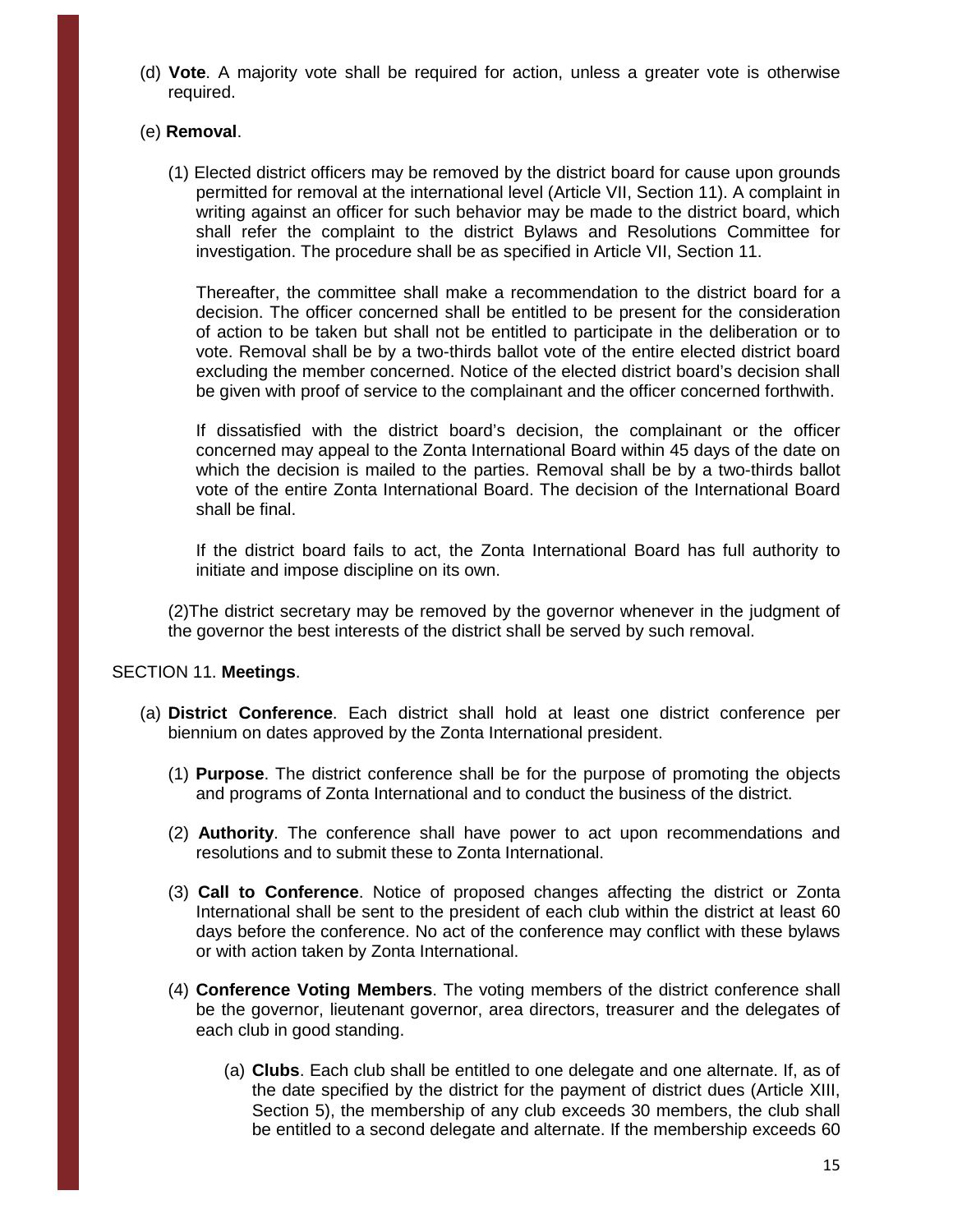(d) **Vote**. A majority vote shall be required for action, unless a greater vote is otherwise required.

(e) **Removal**.

(1) Elected district officers may be removed by the district board for cause upon grounds permitted for removal at the international level (Article VII, Section 11). A complaint in writing against an officer for such behavior may be made to the district board, which shall refer the complaint to the district Bylaws and Resolutions Committee for investigation. The procedure shall be as specified in Article VII, Section 11.

Thereafter, the committee shall make a recommendation to the district board for a decision. The officer concerned shall be entitled to be present for the consideration of action to be taken but shall not be entitled to participate in the deliberation or to vote. Removal shall be by a two-thirds ballot vote of the entire elected district board excluding the member concerned. Notice of the elected district board's decision shall be given with proof of service to the complainant and the officer concerned forthwith.

If dissatisfied with the district board's decision, the complainant or the officer concerned may appeal to the Zonta International Board within 45 days of the date on which the decision is mailed to the parties. Removal shall be by a two-thirds ballot vote of the entire Zonta International Board. The decision of the International Board shall be final.

If the district board fails to act, the Zonta International Board has full authority to initiate and impose discipline on its own.

(2)The district secretary may be removed by the governor whenever in the judgment of the governor the best interests of the district shall be served by such removal.

SECTION 11. **Meetings**.

(a) **District Conference**. Each district shall hold at least one district conference per biennium on dates approved by the Zonta International president.

(1) **Purpose**. The district conference shall be for the purpose of promoting the objects and programs of Zonta International and to conduct the business of the district.

(2) **Authority**. The conference shall have power to act upon recommendations and resolutions and to submit these to Zonta International.

(3) **Call to Conference**. Notice of proposed changes affecting the district or Zonta International shall be sent to the president of each club within the district at least 60 days before the conference. No act of the conference may conflict with these bylaws or with action taken by Zonta International.

(4) **Conference Voting Members**. The voting members of the district conference shall be the governor, lieutenant governor, area directors, treasurer and the delegates of each club in good standing.

(a) **Clubs**. Each club shall be entitled to one delegate and one alternate. If, as of the date specified by the district for the payment of district dues (Article XIII, Section 5), the membership of any club exceeds 30 members, the club shall be entitled to a second delegate and alternate. If the membership exceeds 60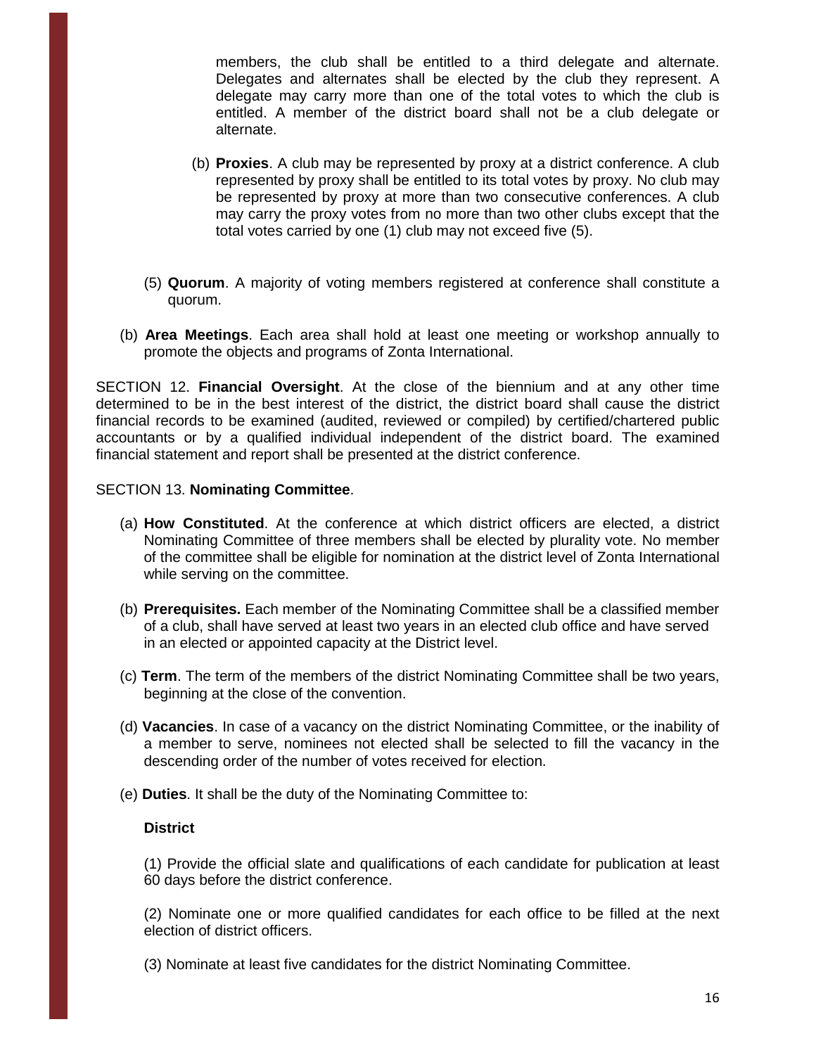members, the club shall be entitled to a third delegate and alternate. Delegates and alternates shall be elected by the club they represent. A delegate may carry more than one of the total votes to which the club is entitled. A member of the district board shall not be a club delegate or alternate.

(b) **Proxies**. A club may be represented by proxy at a district conference. A club represented by proxy shall be entitled to its total votes by proxy. No club may be represented by proxy at more than two consecutive conferences. A club may carry the proxy votes from no more than two other clubs except that the total votes carried by one (1) club may not exceed five (5).

(5) **Quorum**. A majority of voting members registered at conference shall constitute a quorum.

(b) **Area Meetings**. Each area shall hold at least one meeting or workshop annually to promote the objects and programs of Zonta International.

SECTION 12. **Financial Oversight**. At the close of the biennium and at any other time determined to be in the best interest of the district, the district board shall cause the district financial records to be examined (audited, reviewed or compiled) by certified/chartered public accountants or by a qualified individual independent of the district board. The examined financial statement and report shall be presented at the district conference.

SECTION 13. **Nominating Committee**.

(a) **How Constituted**. At the conference at which district officers are elected, a district Nominating Committee of three members shall be elected by plurality vote. No member of the committee shall be eligible for nomination at the district level of Zonta International while serving on the committee.

(b) **Prerequisites.** Each member of the Nominating Committee shall be a classified member of a club, shall have served at least two years in an elected club office and have served in an elected or appointed capacity at the District level.

(c) **Term**. The term of the members of the district Nominating Committee shall be two years, beginning at the close of the convention.

(d) **Vacancies**. In case of a vacancy on the district Nominating Committee, or the inability of a member to serve, nominees not elected shall be selected to fill the vacancy in the descending order of the number of votes received for election.

(e) **Duties**. It shall be the duty of the Nominating Committee to:

**District**

(1) Provide the official slate and qualifications of each candidate for publication at least 60 days before the district conference.

(2) Nominate one or more qualified candidates for each office to be filled at the next election of district officers.

(3) Nominate at least five candidates for the district Nominating Committee.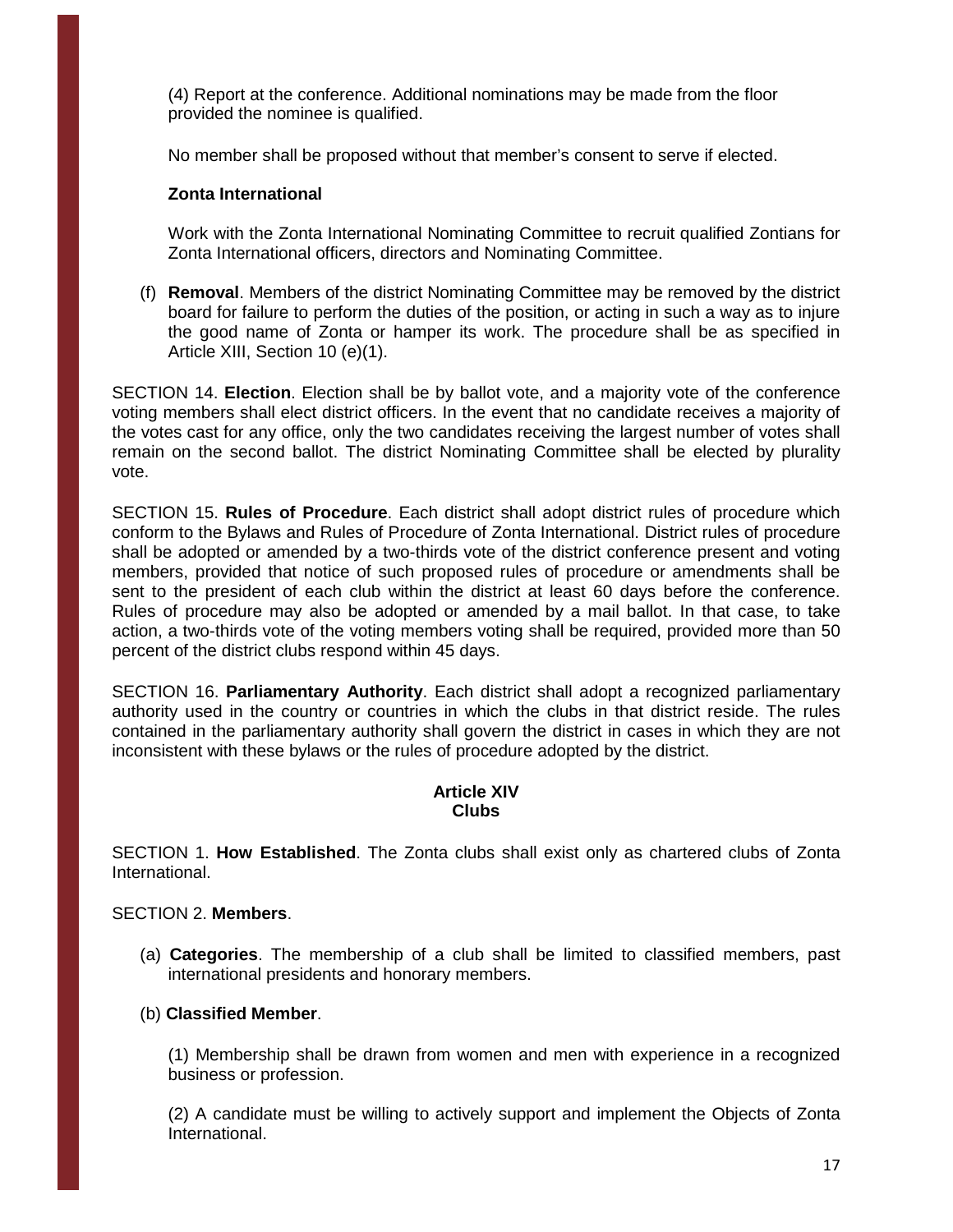(4) Report at the conference. Additional nominations may be made from the floor provided the nominee is qualified.

No member shall be proposed without that member's consent to serve if elected.

**Zonta International**

Work with the Zonta International Nominating Committee to recruit qualified Zontians for Zonta International officers, directors and Nominating Committee.

(f) **Removal**. Members of the district Nominating Committee may be removed by the district board for failure to perform the duties of the position, or acting in such a way as to injure the good name of Zonta or hamper its work. The procedure shall be as specified in Article XIII, Section 10 (e)(1).

SECTION 14. **Election**. Election shall be by ballot vote, and a majority vote of the conference voting members shall elect district officers. In the event that no candidate receives a majority of the votes cast for any office, only the two candidates receiving the largest number of votes shall remain on the second ballot. The district Nominating Committee shall be elected by plurality vote.

SECTION 15. **Rules of Procedure**. Each district shall adopt district rules of procedure which conform to the Bylaws and Rules of Procedure of Zonta International. District rules of procedure shall be adopted or amended by a two-thirds vote of the district conference present and voting members, provided that notice of such proposed rules of procedure or amendments shall be sent to the president of each club within the district at least 60 days before the conference. Rules of procedure may also be adopted or amended by a mail ballot. In that case, to take action, a two-thirds vote of the voting members voting shall be required, provided more than 50 percent of the district clubs respond within 45 days.

SECTION 16. **Parliamentary Authority**. Each district shall adopt a recognized parliamentary authority used in the country or countries in which the clubs in that district reside. The rules contained in the parliamentary authority shall govern the district in cases in which they are not inconsistent with these bylaws or the rules of procedure adopted by the district.

## Article XIV
## Clubs

SECTION 1. **How Established**. The Zonta clubs shall exist only as chartered clubs of Zonta International.

SECTION 2. **Members**.

(a) **Categories**. The membership of a club shall be limited to classified members, past international presidents and honorary members.

(b) **Classified Member**.

(1) Membership shall be drawn from women and men with experience in a recognized business or profession.

(2) A candidate must be willing to actively support and implement the Objects of Zonta International.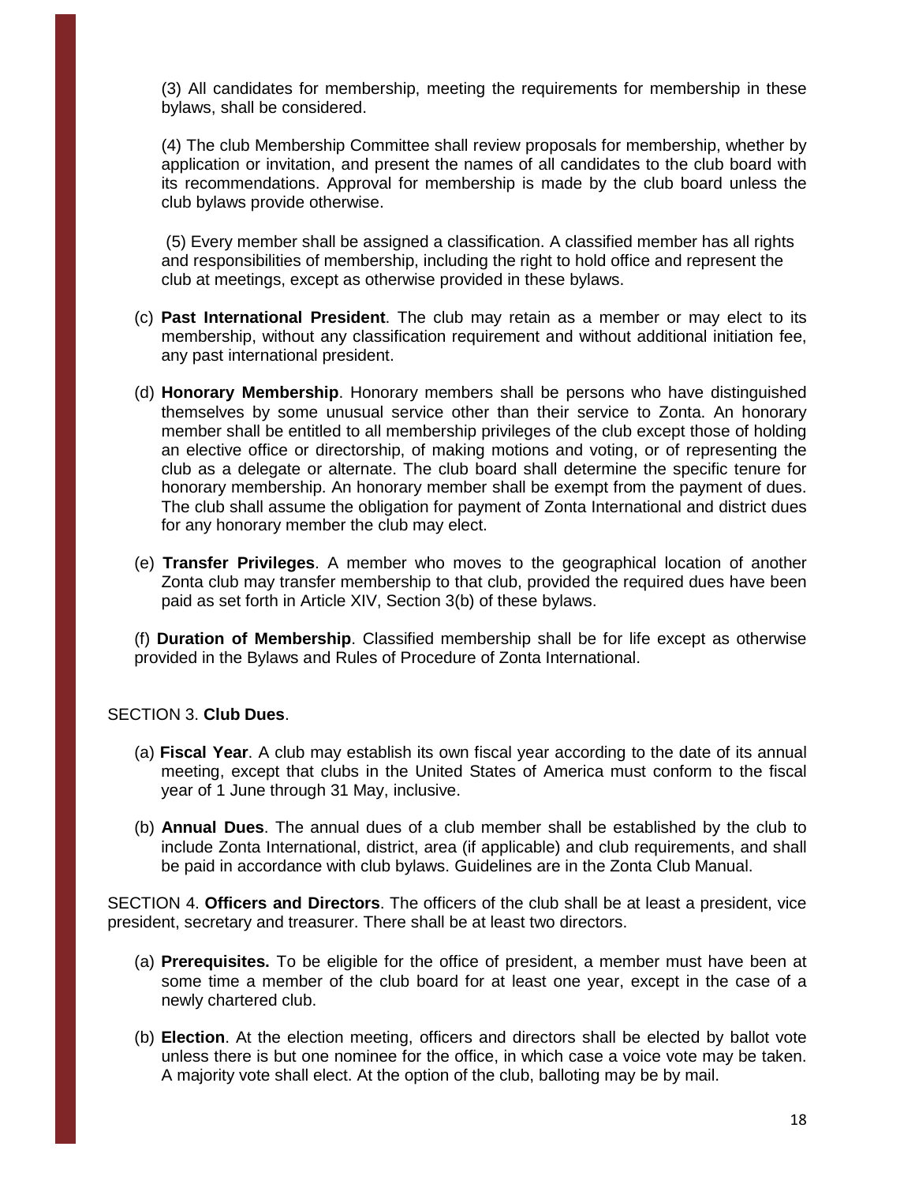(3) All candidates for membership, meeting the requirements for membership in these bylaws, shall be considered.

(4) The club Membership Committee shall review proposals for membership, whether by application or invitation, and present the names of all candidates to the club board with its recommendations. Approval for membership is made by the club board unless the club bylaws provide otherwise.

(5) Every member shall be assigned a classification. A classified member has all rights and responsibilities of membership, including the right to hold office and represent the club at meetings, except as otherwise provided in these bylaws.

(c) **Past International President**. The club may retain as a member or may elect to its membership, without any classification requirement and without additional initiation fee, any past international president.

(d) **Honorary Membership**. Honorary members shall be persons who have distinguished themselves by some unusual service other than their service to Zonta. An honorary member shall be entitled to all membership privileges of the club except those of holding an elective office or directorship, of making motions and voting, or of representing the club as a delegate or alternate. The club board shall determine the specific tenure for honorary membership. An honorary member shall be exempt from the payment of dues. The club shall assume the obligation for payment of Zonta International and district dues for any honorary member the club may elect.

(e) **Transfer Privileges**. A member who moves to the geographical location of another Zonta club may transfer membership to that club, provided the required dues have been paid as set forth in Article XIV, Section 3(b) of these bylaws.

(f) **Duration of Membership**. Classified membership shall be for life except as otherwise provided in the Bylaws and Rules of Procedure of Zonta International.

SECTION 3. **Club Dues**.

(a) **Fiscal Year**. A club may establish its own fiscal year according to the date of its annual meeting, except that clubs in the United States of America must conform to the fiscal year of 1 June through 31 May, inclusive.

(b) **Annual Dues**. The annual dues of a club member shall be established by the club to include Zonta International, district, area (if applicable) and club requirements, and shall be paid in accordance with club bylaws. Guidelines are in the Zonta Club Manual.

SECTION 4. **Officers and Directors**. The officers of the club shall be at least a president, vice president, secretary and treasurer. There shall be at least two directors.

(a) **Prerequisites.** To be eligible for the office of president, a member must have been at some time a member of the club board for at least one year, except in the case of a newly chartered club.

(b) **Election**. At the election meeting, officers and directors shall be elected by ballot vote unless there is but one nominee for the office, in which case a voice vote may be taken. A majority vote shall elect. At the option of the club, balloting may be by mail.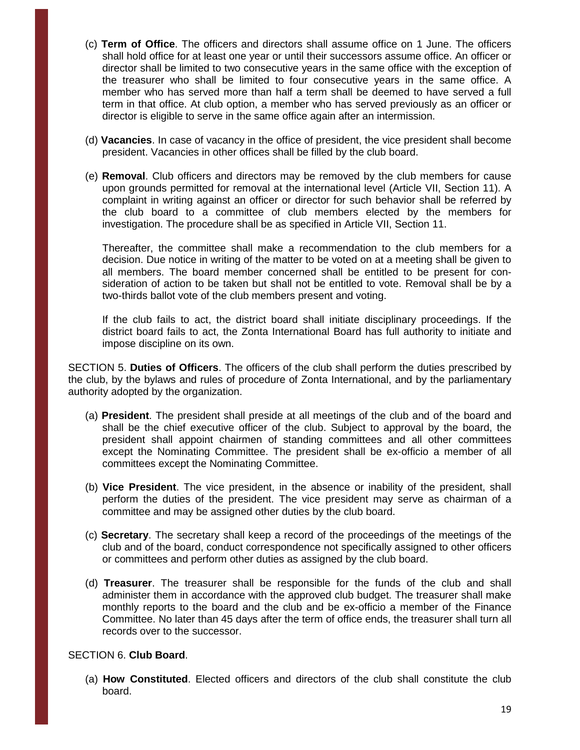(c) **Term of Office**. The officers and directors shall assume office on 1 June. The officers shall hold office for at least one year or until their successors assume office. An officer or director shall be limited to two consecutive years in the same office with the exception of the treasurer who shall be limited to four consecutive years in the same office. A member who has served more than half a term shall be deemed to have served a full term in that office. At club option, a member who has served previously as an officer or director is eligible to serve in the same office again after an intermission.

(d) **Vacancies**. In case of vacancy in the office of president, the vice president shall become president. Vacancies in other offices shall be filled by the club board.

(e) **Removal**. Club officers and directors may be removed by the club members for cause upon grounds permitted for removal at the international level (Article VII, Section 11). A complaint in writing against an officer or director for such behavior shall be referred by the club board to a committee of club members elected by the members for investigation. The procedure shall be as specified in Article VII, Section 11.

Thereafter, the committee shall make a recommendation to the club members for a decision. Due notice in writing of the matter to be voted on at a meeting shall be given to all members. The board member concerned shall be entitled to be present for consideration of action to be taken but shall not be entitled to vote. Removal shall be by a two-thirds ballot vote of the club members present and voting.

If the club fails to act, the district board shall initiate disciplinary proceedings. If the district board fails to act, the Zonta International Board has full authority to initiate and impose discipline on its own.

SECTION 5. **Duties of Officers**. The officers of the club shall perform the duties prescribed by the club, by the bylaws and rules of procedure of Zonta International, and by the parliamentary authority adopted by the organization.

(a) **President**. The president shall preside at all meetings of the club and of the board and shall be the chief executive officer of the club. Subject to approval by the board, the president shall appoint chairmen of standing committees and all other committees except the Nominating Committee. The president shall be ex-officio a member of all committees except the Nominating Committee.

(b) **Vice President**. The vice president, in the absence or inability of the president, shall perform the duties of the president. The vice president may serve as chairman of a committee and may be assigned other duties by the club board.

(c) **Secretary**. The secretary shall keep a record of the proceedings of the meetings of the club and of the board, conduct correspondence not specifically assigned to other officers or committees and perform other duties as assigned by the club board.

(d) **Treasurer**. The treasurer shall be responsible for the funds of the club and shall administer them in accordance with the approved club budget. The treasurer shall make monthly reports to the board and the club and be ex-officio a member of the Finance Committee. No later than 45 days after the term of office ends, the treasurer shall turn all records over to the successor.

SECTION 6. **Club Board**.

(a) **How Constituted**. Elected officers and directors of the club shall constitute the club board.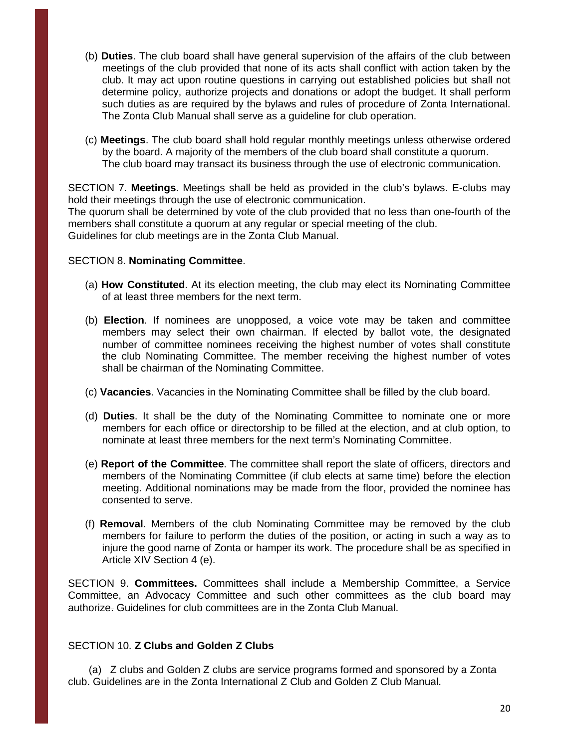(b) **Duties**. The club board shall have general supervision of the affairs of the club between meetings of the club provided that none of its acts shall conflict with action taken by the club. It may act upon routine questions in carrying out established policies but shall not determine policy, authorize projects and donations or adopt the budget. It shall perform such duties as are required by the bylaws and rules of procedure of Zonta International. The Zonta Club Manual shall serve as a guideline for club operation.

(c) **Meetings**. The club board shall hold regular monthly meetings unless otherwise ordered by the board. A majority of the members of the club board shall constitute a quorum. The club board may transact its business through the use of electronic communication.

SECTION 7. **Meetings**. Meetings shall be held as provided in the club's bylaws. E-clubs may hold their meetings through the use of electronic communication.
The quorum shall be determined by vote of the club provided that no less than one-fourth of the members shall constitute a quorum at any regular or special meeting of the club.
Guidelines for club meetings are in the Zonta Club Manual.

SECTION 8. **Nominating Committee**.

(a) **How Constituted**. At its election meeting, the club may elect its Nominating Committee of at least three members for the next term.

(b) **Election**. If nominees are unopposed, a voice vote may be taken and committee members may select their own chairman. If elected by ballot vote, the designated number of committee nominees receiving the highest number of votes shall constitute the club Nominating Committee. The member receiving the highest number of votes shall be chairman of the Nominating Committee.

(c) **Vacancies**. Vacancies in the Nominating Committee shall be filled by the club board.

(d) **Duties**. It shall be the duty of the Nominating Committee to nominate one or more members for each office or directorship to be filled at the election, and at club option, to nominate at least three members for the next term's Nominating Committee.

(e) **Report of the Committee**. The committee shall report the slate of officers, directors and members of the Nominating Committee (if club elects at same time) before the election meeting. Additional nominations may be made from the floor, provided the nominee has consented to serve.

(f) **Removal**. Members of the club Nominating Committee may be removed by the club members for failure to perform the duties of the position, or acting in such a way as to injure the good name of Zonta or hamper its work. The procedure shall be as specified in Article XIV Section 4 (e).

SECTION 9. **Committees.** Committees shall include a Membership Committee, a Service Committee, an Advocacy Committee and such other committees as the club board may authorize. Guidelines for club committees are in the Zonta Club Manual.

SECTION 10. **Z Clubs and Golden Z Clubs**

(a) Z clubs and Golden Z clubs are service programs formed and sponsored by a Zonta club. Guidelines are in the Zonta International Z Club and Golden Z Club Manual.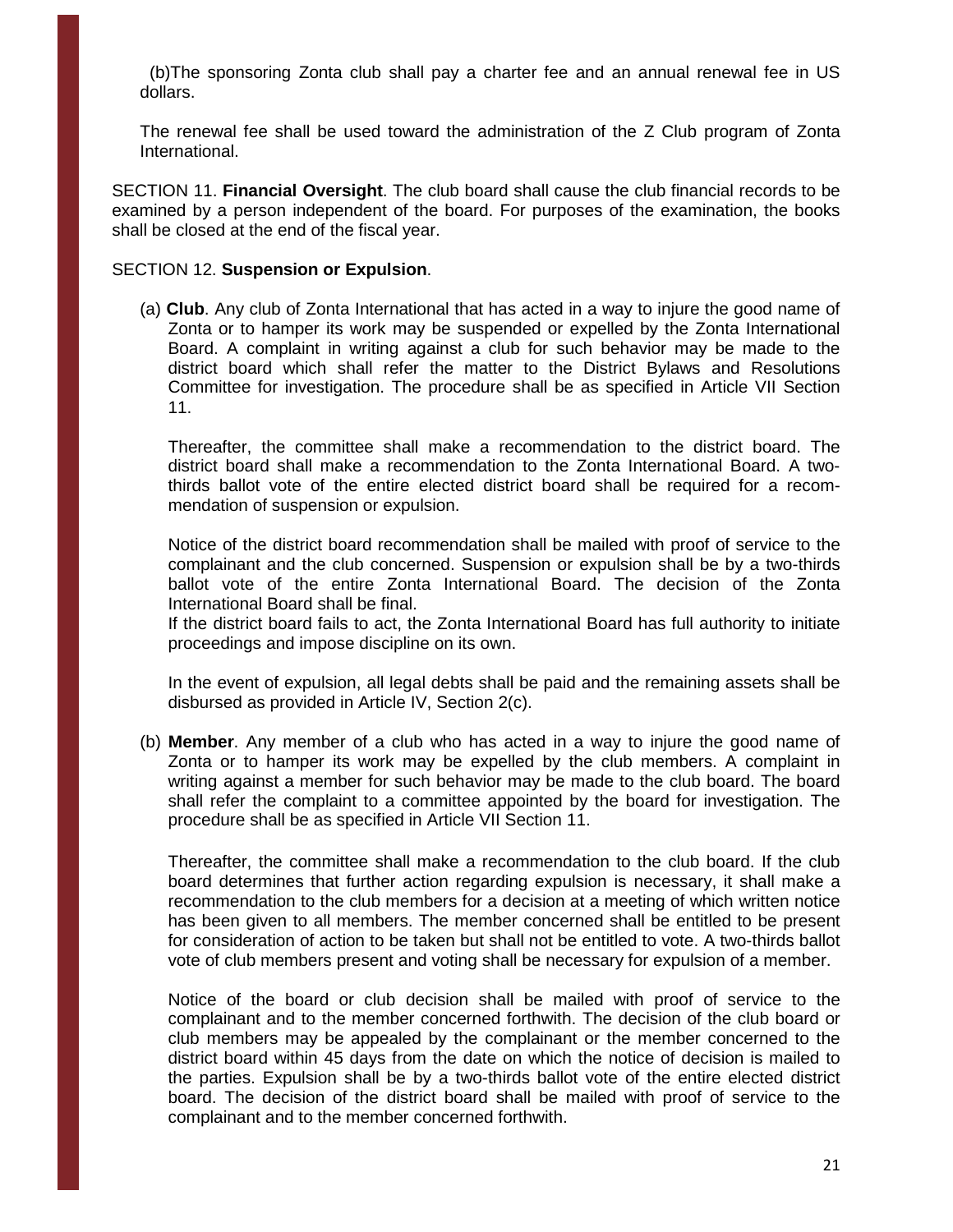(b)The sponsoring Zonta club shall pay a charter fee and an annual renewal fee in US dollars.

The renewal fee shall be used toward the administration of the Z Club program of Zonta International.

SECTION 11. **Financial Oversight**. The club board shall cause the club financial records to be examined by a person independent of the board. For purposes of the examination, the books shall be closed at the end of the fiscal year.

SECTION 12. **Suspension or Expulsion**.

(a) **Club**. Any club of Zonta International that has acted in a way to injure the good name of Zonta or to hamper its work may be suspended or expelled by the Zonta International Board. A complaint in writing against a club for such behavior may be made to the district board which shall refer the matter to the District Bylaws and Resolutions Committee for investigation. The procedure shall be as specified in Article VII Section 11.

Thereafter, the committee shall make a recommendation to the district board. The district board shall make a recommendation to the Zonta International Board. A two-thirds ballot vote of the entire elected district board shall be required for a recommendation of suspension or expulsion.

Notice of the district board recommendation shall be mailed with proof of service to the complainant and the club concerned. Suspension or expulsion shall be by a two-thirds ballot vote of the entire Zonta International Board. The decision of the Zonta International Board shall be final.
If the district board fails to act, the Zonta International Board has full authority to initiate proceedings and impose discipline on its own.

In the event of expulsion, all legal debts shall be paid and the remaining assets shall be disbursed as provided in Article IV, Section 2(c).

(b) **Member**. Any member of a club who has acted in a way to injure the good name of Zonta or to hamper its work may be expelled by the club members. A complaint in writing against a member for such behavior may be made to the club board. The board shall refer the complaint to a committee appointed by the board for investigation. The procedure shall be as specified in Article VII Section 11.

Thereafter, the committee shall make a recommendation to the club board. If the club board determines that further action regarding expulsion is necessary, it shall make a recommendation to the club members for a decision at a meeting of which written notice has been given to all members. The member concerned shall be entitled to be present for consideration of action to be taken but shall not be entitled to vote. A two-thirds ballot vote of club members present and voting shall be necessary for expulsion of a member.

Notice of the board or club decision shall be mailed with proof of service to the complainant and to the member concerned forthwith. The decision of the club board or club members may be appealed by the complainant or the member concerned to the district board within 45 days from the date on which the notice of decision is mailed to the parties. Expulsion shall be by a two-thirds ballot vote of the entire elected district board. The decision of the district board shall be mailed with proof of service to the complainant and to the member concerned forthwith.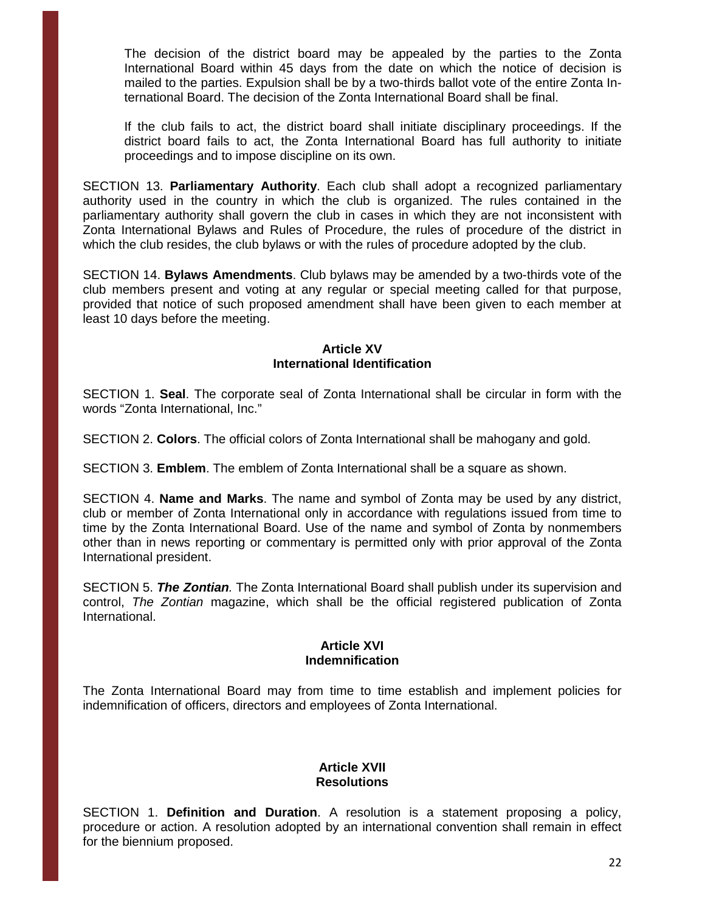The decision of the district board may be appealed by the parties to the Zonta International Board within 45 days from the date on which the notice of decision is mailed to the parties. Expulsion shall be by a two-thirds ballot vote of the entire Zonta International Board. The decision of the Zonta International Board shall be final.

If the club fails to act, the district board shall initiate disciplinary proceedings. If the district board fails to act, the Zonta International Board has full authority to initiate proceedings and to impose discipline on its own.

SECTION 13. **Parliamentary Authority**. Each club shall adopt a recognized parliamentary authority used in the country in which the club is organized. The rules contained in the parliamentary authority shall govern the club in cases in which they are not inconsistent with Zonta International Bylaws and Rules of Procedure, the rules of procedure of the district in which the club resides, the club bylaws or with the rules of procedure adopted by the club.

SECTION 14. **Bylaws Amendments**. Club bylaws may be amended by a two-thirds vote of the club members present and voting at any regular or special meeting called for that purpose, provided that notice of such proposed amendment shall have been given to each member at least 10 days before the meeting.

## Article XV
## International Identification

SECTION 1. **Seal**. The corporate seal of Zonta International shall be circular in form with the words "Zonta International, Inc."

SECTION 2. **Colors**. The official colors of Zonta International shall be mahogany and gold.

SECTION 3. **Emblem**. The emblem of Zonta International shall be a square as shown.

SECTION 4. **Name and Marks**. The name and symbol of Zonta may be used by any district, club or member of Zonta International only in accordance with regulations issued from time to time by the Zonta International Board. Use of the name and symbol of Zonta by nonmembers other than in news reporting or commentary is permitted only with prior approval of the Zonta International president.

SECTION 5. ***The Zontian****.* The Zonta International Board shall publish under its supervision and control, *The Zontian* magazine, which shall be the official registered publication of Zonta International.

## Article XVI
## Indemnification

The Zonta International Board may from time to time establish and implement policies for indemnification of officers, directors and employees of Zonta International.

## Article XVII
## Resolutions

SECTION 1. **Definition and Duration**. A resolution is a statement proposing a policy, procedure or action. A resolution adopted by an international convention shall remain in effect for the biennium proposed.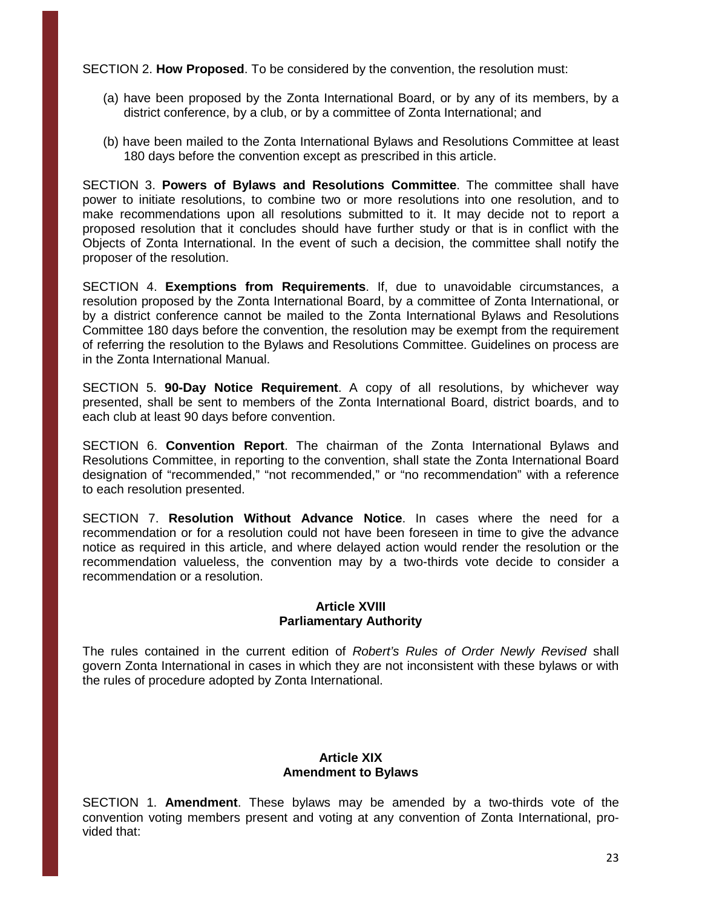SECTION 2. **How Proposed**. To be considered by the convention, the resolution must:

(a) have been proposed by the Zonta International Board, or by any of its members, by a district conference, by a club, or by a committee of Zonta International; and

(b) have been mailed to the Zonta International Bylaws and Resolutions Committee at least 180 days before the convention except as prescribed in this article.

SECTION 3. **Powers of Bylaws and Resolutions Committee**. The committee shall have power to initiate resolutions, to combine two or more resolutions into one resolution, and to make recommendations upon all resolutions submitted to it. It may decide not to report a proposed resolution that it concludes should have further study or that is in conflict with the Objects of Zonta International. In the event of such a decision, the committee shall notify the proposer of the resolution.

SECTION 4. **Exemptions from Requirements**. If, due to unavoidable circumstances, a resolution proposed by the Zonta International Board, by a committee of Zonta International, or by a district conference cannot be mailed to the Zonta International Bylaws and Resolutions Committee 180 days before the convention, the resolution may be exempt from the requirement of referring the resolution to the Bylaws and Resolutions Committee. Guidelines on process are in the Zonta International Manual.

SECTION 5. **90-Day Notice Requirement**. A copy of all resolutions, by whichever way presented, shall be sent to members of the Zonta International Board, district boards, and to each club at least 90 days before convention.

SECTION 6. **Convention Report**. The chairman of the Zonta International Bylaws and Resolutions Committee, in reporting to the convention, shall state the Zonta International Board designation of "recommended," "not recommended," or "no recommendation" with a reference to each resolution presented.

SECTION 7. **Resolution Without Advance Notice**. In cases where the need for a recommendation or for a resolution could not have been foreseen in time to give the advance notice as required in this article, and where delayed action would render the resolution or the recommendation valueless, the convention may by a two-thirds vote decide to consider a recommendation or a resolution.

## Article XVIII
## Parliamentary Authority

The rules contained in the current edition of *Robert's Rules of Order Newly Revised* shall govern Zonta International in cases in which they are not inconsistent with these bylaws or with the rules of procedure adopted by Zonta International.

## Article XIX
## Amendment to Bylaws

SECTION 1. **Amendment**. These bylaws may be amended by a two-thirds vote of the convention voting members present and voting at any convention of Zonta International, provided that: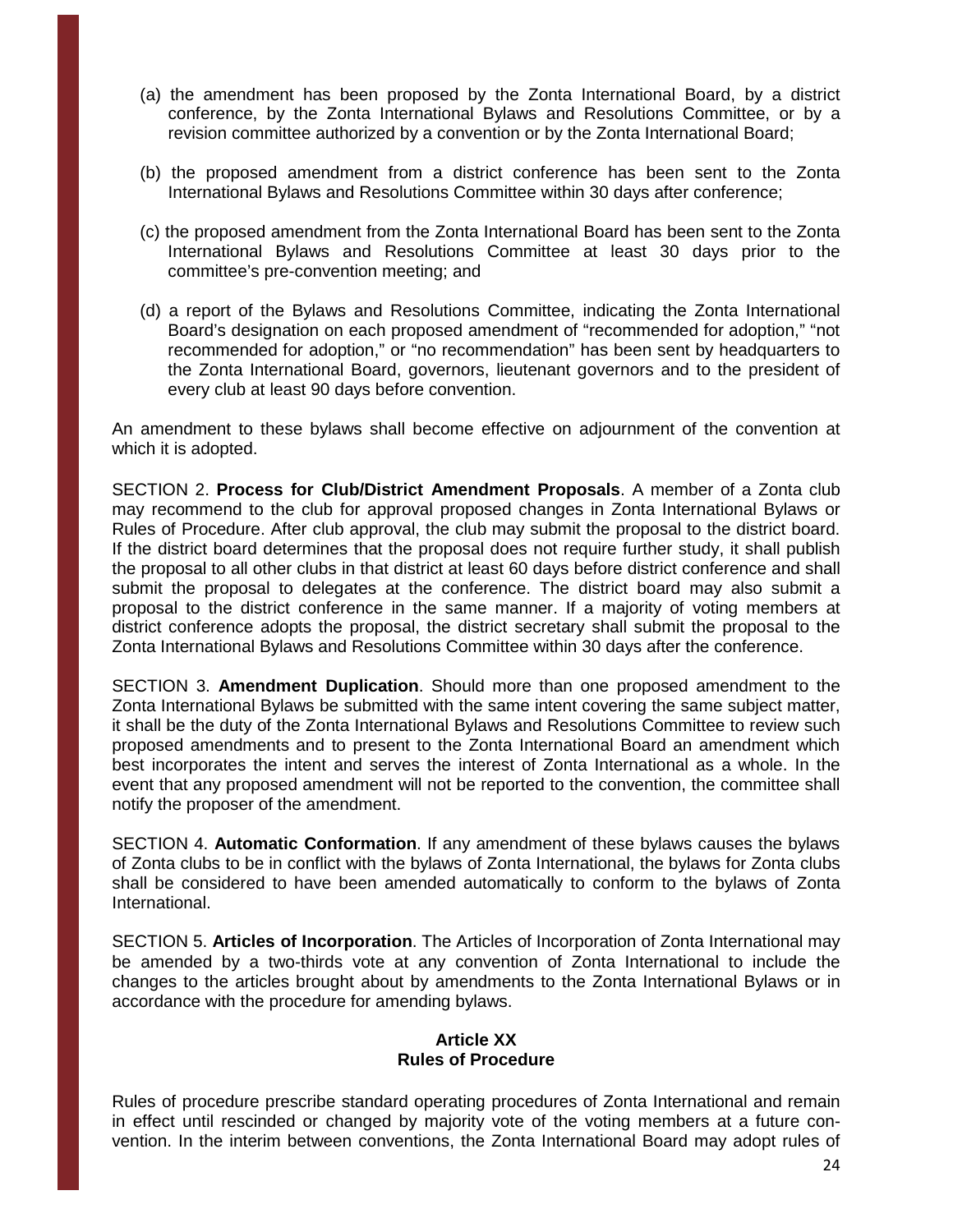(a) the amendment has been proposed by the Zonta International Board, by a district conference, by the Zonta International Bylaws and Resolutions Committee, or by a revision committee authorized by a convention or by the Zonta International Board;

(b) the proposed amendment from a district conference has been sent to the Zonta International Bylaws and Resolutions Committee within 30 days after conference;

(c) the proposed amendment from the Zonta International Board has been sent to the Zonta International Bylaws and Resolutions Committee at least 30 days prior to the committee's pre-convention meeting; and

(d) a report of the Bylaws and Resolutions Committee, indicating the Zonta International Board's designation on each proposed amendment of "recommended for adoption," "not recommended for adoption," or "no recommendation" has been sent by headquarters to the Zonta International Board, governors, lieutenant governors and to the president of every club at least 90 days before convention.

An amendment to these bylaws shall become effective on adjournment of the convention at which it is adopted.

SECTION 2. **Process for Club/District Amendment Proposals**. A member of a Zonta club may recommend to the club for approval proposed changes in Zonta International Bylaws or Rules of Procedure. After club approval, the club may submit the proposal to the district board. If the district board determines that the proposal does not require further study, it shall publish the proposal to all other clubs in that district at least 60 days before district conference and shall submit the proposal to delegates at the conference. The district board may also submit a proposal to the district conference in the same manner. If a majority of voting members at district conference adopts the proposal, the district secretary shall submit the proposal to the Zonta International Bylaws and Resolutions Committee within 30 days after the conference.

SECTION 3. **Amendment Duplication**. Should more than one proposed amendment to the Zonta International Bylaws be submitted with the same intent covering the same subject matter, it shall be the duty of the Zonta International Bylaws and Resolutions Committee to review such proposed amendments and to present to the Zonta International Board an amendment which best incorporates the intent and serves the interest of Zonta International as a whole. In the event that any proposed amendment will not be reported to the convention, the committee shall notify the proposer of the amendment.

SECTION 4. **Automatic Conformation**. If any amendment of these bylaws causes the bylaws of Zonta clubs to be in conflict with the bylaws of Zonta International, the bylaws for Zonta clubs shall be considered to have been amended automatically to conform to the bylaws of Zonta International.

SECTION 5. **Articles of Incorporation**. The Articles of Incorporation of Zonta International may be amended by a two-thirds vote at any convention of Zonta International to include the changes to the articles brought about by amendments to the Zonta International Bylaws or in accordance with the procedure for amending bylaws.

## Article XX
## Rules of Procedure

Rules of procedure prescribe standard operating procedures of Zonta International and remain in effect until rescinded or changed by majority vote of the voting members at a future convention. In the interim between conventions, the Zonta International Board may adopt rules of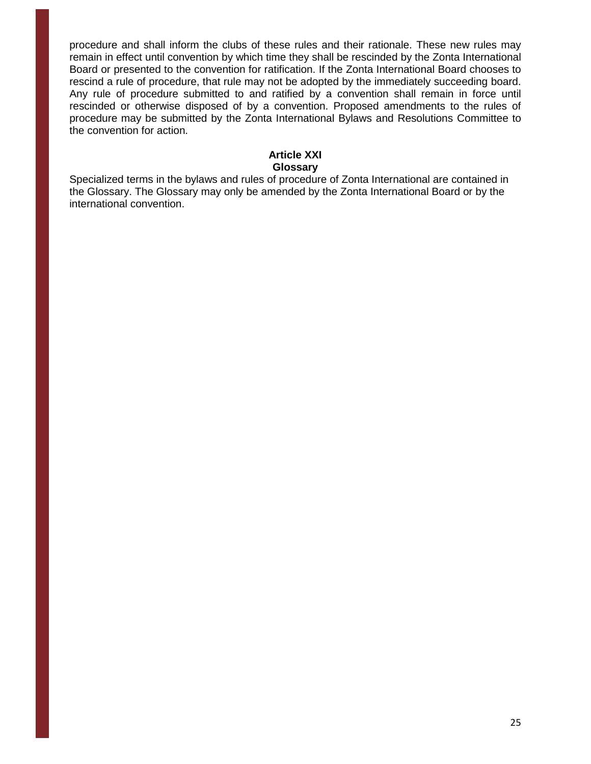procedure and shall inform the clubs of these rules and their rationale. These new rules may remain in effect until convention by which time they shall be rescinded by the Zonta International Board or presented to the convention for ratification. If the Zonta International Board chooses to rescind a rule of procedure, that rule may not be adopted by the immediately succeeding board. Any rule of procedure submitted to and ratified by a convention shall remain in force until rescinded or otherwise disposed of by a convention. Proposed amendments to the rules of procedure may be submitted by the Zonta International Bylaws and Resolutions Committee to the convention for action.

## Article XXI
## Glossary

Specialized terms in the bylaws and rules of procedure of Zonta International are contained in the Glossary. The Glossary may only be amended by the Zonta International Board or by the international convention.